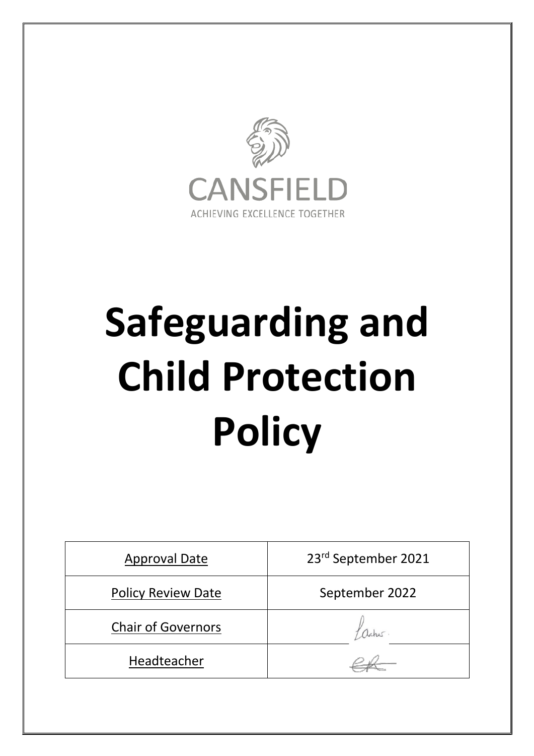CANSFIELD

ACHIEVING EXCELLENCE TOGETHER

# Safeguarding and Child Protection Policy

| Approval Date | 23rd September 2021 |
|---|---|
| Policy Review Date | September 2022 |
| Chair of Governors | |
| Headteacher | |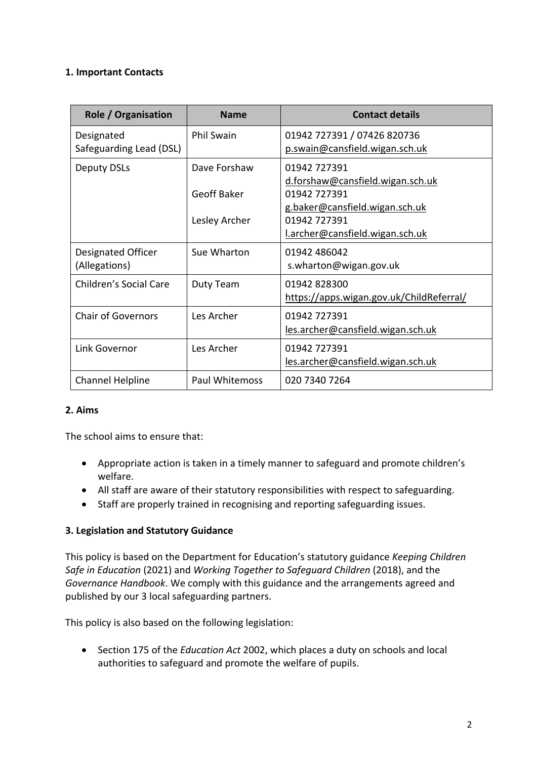## 1. Important Contacts

| Role / Organisation | Name | Contact details |
|---|---|---|
| Designated Safeguarding Lead (DSL) | Phil Swain | 01942 727391 / 07426 820736<br>p.swain@cansfield.wigan.sch.uk |
| Deputy DSLs | Dave Forshaw<br><br>Geoff Baker<br><br>Lesley Archer | 01942 727391<br>d.forshaw@cansfield.wigan.sch.uk<br>01942 727391<br>g.baker@cansfield.wigan.sch.uk<br>01942 727391<br>l.archer@cansfield.wigan.sch.uk |
| Designated Officer (Allegations) | Sue Wharton | 01942 486042<br>s.wharton@wigan.gov.uk |
| Children's Social Care | Duty Team | 01942 828300<br>https://apps.wigan.gov.uk/ChildReferral/ |
| Chair of Governors | Les Archer | 01942 727391<br>les.archer@cansfield.wigan.sch.uk |
| Link Governor | Les Archer | 01942 727391<br>les.archer@cansfield.wigan.sch.uk |
| Channel Helpline | Paul Whitemoss | 020 7340 7264 |

## 2. Aims

The school aims to ensure that:

- Appropriate action is taken in a timely manner to safeguard and promote children's welfare.
- All staff are aware of their statutory responsibilities with respect to safeguarding.
- Staff are properly trained in recognising and reporting safeguarding issues.

## 3. Legislation and Statutory Guidance

This policy is based on the Department for Education's statutory guidance *Keeping Children Safe in Education* (2021) and *Working Together to Safeguard Children* (2018), and the *Governance Handbook*. We comply with this guidance and the arrangements agreed and published by our 3 local safeguarding partners.

This policy is also based on the following legislation:

- Section 175 of the *Education Act* 2002, which places a duty on schools and local authorities to safeguard and promote the welfare of pupils.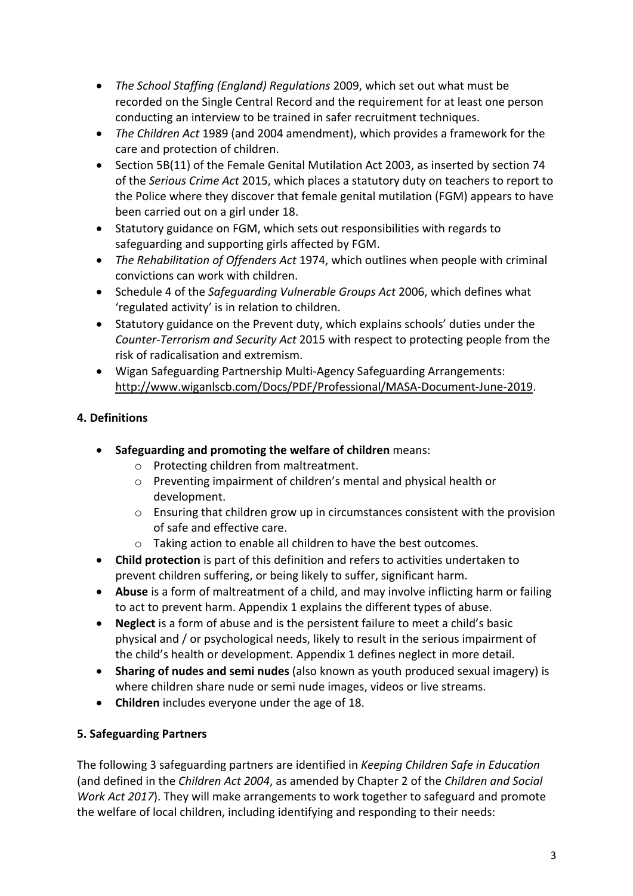- *The School Staffing (England) Regulations* 2009, which set out what must be recorded on the Single Central Record and the requirement for at least one person conducting an interview to be trained in safer recruitment techniques.
- *The Children Act* 1989 (and 2004 amendment), which provides a framework for the care and protection of children.
- Section 5B(11) of the Female Genital Mutilation Act 2003, as inserted by section 74 of the *Serious Crime Act* 2015, which places a statutory duty on teachers to report to the Police where they discover that female genital mutilation (FGM) appears to have been carried out on a girl under 18.
- Statutory guidance on FGM, which sets out responsibilities with regards to safeguarding and supporting girls affected by FGM.
- *The Rehabilitation of Offenders Act* 1974, which outlines when people with criminal convictions can work with children.
- Schedule 4 of the *Safeguarding Vulnerable Groups Act* 2006, which defines what 'regulated activity' is in relation to children.
- Statutory guidance on the Prevent duty, which explains schools' duties under the *Counter-Terrorism and Security Act* 2015 with respect to protecting people from the risk of radicalisation and extremism.
- Wigan Safeguarding Partnership Multi-Agency Safeguarding Arrangements: http://www.wiganlscb.com/Docs/PDF/Professional/MASA-Document-June-2019.

**4. Definitions**

- **Safeguarding and promoting the welfare of children** means:
  - Protecting children from maltreatment.
  - Preventing impairment of children's mental and physical health or development.
  - Ensuring that children grow up in circumstances consistent with the provision of safe and effective care.
  - Taking action to enable all children to have the best outcomes.
- **Child protection** is part of this definition and refers to activities undertaken to prevent children suffering, or being likely to suffer, significant harm.
- **Abuse** is a form of maltreatment of a child, and may involve inflicting harm or failing to act to prevent harm. Appendix 1 explains the different types of abuse.
- **Neglect** is a form of abuse and is the persistent failure to meet a child's basic physical and / or psychological needs, likely to result in the serious impairment of the child's health or development. Appendix 1 defines neglect in more detail.
- **Sharing of nudes and semi nudes** (also known as youth produced sexual imagery) is where children share nude or semi nude images, videos or live streams.
- **Children** includes everyone under the age of 18.

**5. Safeguarding Partners**

The following 3 safeguarding partners are identified in *Keeping Children Safe in Education* (and defined in the *Children Act 2004*, as amended by Chapter 2 of the *Children and Social Work Act 2017*). They will make arrangements to work together to safeguard and promote the welfare of local children, including identifying and responding to their needs: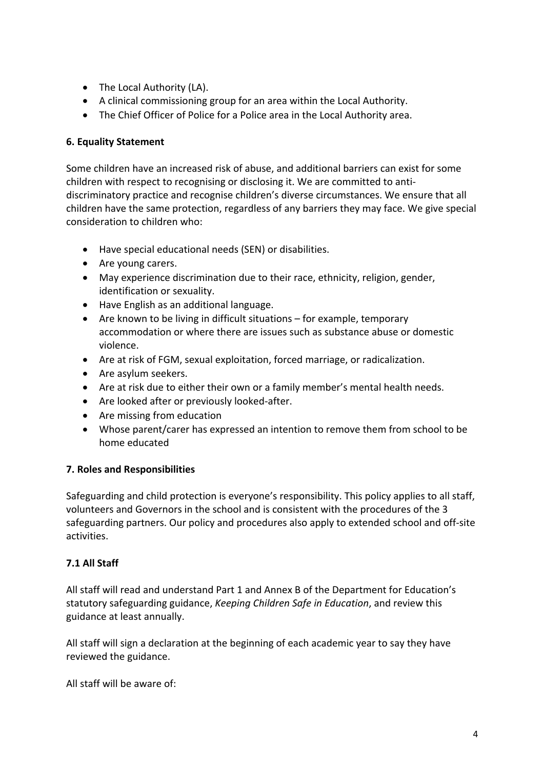- The Local Authority (LA).
- A clinical commissioning group for an area within the Local Authority.
- The Chief Officer of Police for a Police area in the Local Authority area.

**6. Equality Statement**

Some children have an increased risk of abuse, and additional barriers can exist for some children with respect to recognising or disclosing it. We are committed to anti-discriminatory practice and recognise children's diverse circumstances. We ensure that all children have the same protection, regardless of any barriers they may face. We give special consideration to children who:

- Have special educational needs (SEN) or disabilities.
- Are young carers.
- May experience discrimination due to their race, ethnicity, religion, gender, identification or sexuality.
- Have English as an additional language.
- Are known to be living in difficult situations – for example, temporary accommodation or where there are issues such as substance abuse or domestic violence.
- Are at risk of FGM, sexual exploitation, forced marriage, or radicalization.
- Are asylum seekers.
- Are at risk due to either their own or a family member's mental health needs.
- Are looked after or previously looked-after.
- Are missing from education
- Whose parent/carer has expressed an intention to remove them from school to be home educated

**7. Roles and Responsibilities**

Safeguarding and child protection is everyone's responsibility. This policy applies to all staff, volunteers and Governors in the school and is consistent with the procedures of the 3 safeguarding partners. Our policy and procedures also apply to extended school and off-site activities.

**7.1 All Staff**

All staff will read and understand Part 1 and Annex B of the Department for Education's statutory safeguarding guidance, *Keeping Children Safe in Education*, and review this guidance at least annually.

All staff will sign a declaration at the beginning of each academic year to say they have reviewed the guidance.

All staff will be aware of: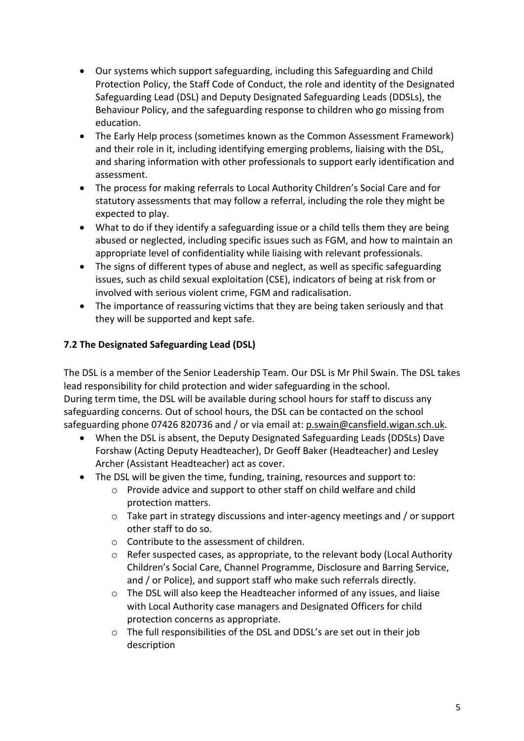- Our systems which support safeguarding, including this Safeguarding and Child Protection Policy, the Staff Code of Conduct, the role and identity of the Designated Safeguarding Lead (DSL) and Deputy Designated Safeguarding Leads (DDSLs), the Behaviour Policy, and the safeguarding response to children who go missing from education.
- The Early Help process (sometimes known as the Common Assessment Framework) and their role in it, including identifying emerging problems, liaising with the DSL, and sharing information with other professionals to support early identification and assessment.
- The process for making referrals to Local Authority Children's Social Care and for statutory assessments that may follow a referral, including the role they might be expected to play.
- What to do if they identify a safeguarding issue or a child tells them they are being abused or neglected, including specific issues such as FGM, and how to maintain an appropriate level of confidentiality while liaising with relevant professionals.
- The signs of different types of abuse and neglect, as well as specific safeguarding issues, such as child sexual exploitation (CSE), indicators of being at risk from or involved with serious violent crime, FGM and radicalisation.
- The importance of reassuring victims that they are being taken seriously and that they will be supported and kept safe.

**7.2 The Designated Safeguarding Lead (DSL)**

The DSL is a member of the Senior Leadership Team. Our DSL is Mr Phil Swain. The DSL takes lead responsibility for child protection and wider safeguarding in the school.
During term time, the DSL will be available during school hours for staff to discuss any safeguarding concerns. Out of school hours, the DSL can be contacted on the school safeguarding phone 07426 820736 and / or via email at: p.swain@cansfield.wigan.sch.uk.

- When the DSL is absent, the Deputy Designated Safeguarding Leads (DDSLs) Dave Forshaw (Acting Deputy Headteacher), Dr Geoff Baker (Headteacher) and Lesley Archer (Assistant Headteacher) act as cover.
- The DSL will be given the time, funding, training, resources and support to:
  - Provide advice and support to other staff on child welfare and child protection matters.
  - Take part in strategy discussions and inter-agency meetings and / or support other staff to do so.
  - Contribute to the assessment of children.
  - Refer suspected cases, as appropriate, to the relevant body (Local Authority Children's Social Care, Channel Programme, Disclosure and Barring Service, and / or Police), and support staff who make such referrals directly.
  - The DSL will also keep the Headteacher informed of any issues, and liaise with Local Authority case managers and Designated Officers for child protection concerns as appropriate.
  - The full responsibilities of the DSL and DDSL's are set out in their job description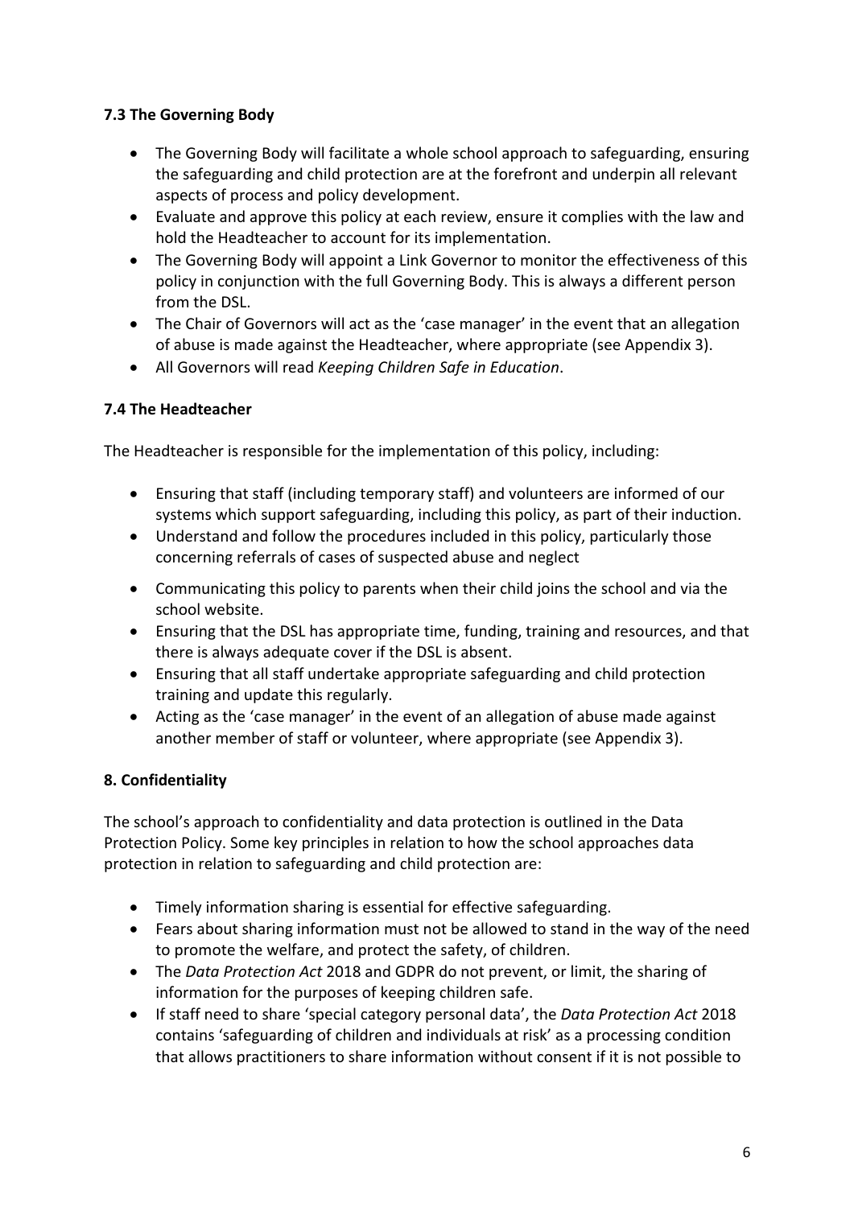### 7.3 The Governing Body

- The Governing Body will facilitate a whole school approach to safeguarding, ensuring the safeguarding and child protection are at the forefront and underpin all relevant aspects of process and policy development.
- Evaluate and approve this policy at each review, ensure it complies with the law and hold the Headteacher to account for its implementation.
- The Governing Body will appoint a Link Governor to monitor the effectiveness of this policy in conjunction with the full Governing Body. This is always a different person from the DSL.
- The Chair of Governors will act as the 'case manager' in the event that an allegation of abuse is made against the Headteacher, where appropriate (see Appendix 3).
- All Governors will read *Keeping Children Safe in Education*.

### 7.4 The Headteacher

The Headteacher is responsible for the implementation of this policy, including:

- Ensuring that staff (including temporary staff) and volunteers are informed of our systems which support safeguarding, including this policy, as part of their induction.
- Understand and follow the procedures included in this policy, particularly those concerning referrals of cases of suspected abuse and neglect
- Communicating this policy to parents when their child joins the school and via the school website.
- Ensuring that the DSL has appropriate time, funding, training and resources, and that there is always adequate cover if the DSL is absent.
- Ensuring that all staff undertake appropriate safeguarding and child protection training and update this regularly.
- Acting as the 'case manager' in the event of an allegation of abuse made against another member of staff or volunteer, where appropriate (see Appendix 3).

## 8. Confidentiality

The school's approach to confidentiality and data protection is outlined in the Data Protection Policy. Some key principles in relation to how the school approaches data protection in relation to safeguarding and child protection are:

- Timely information sharing is essential for effective safeguarding.
- Fears about sharing information must not be allowed to stand in the way of the need to promote the welfare, and protect the safety, of children.
- The *Data Protection Act* 2018 and GDPR do not prevent, or limit, the sharing of information for the purposes of keeping children safe.
- If staff need to share 'special category personal data', the *Data Protection Act* 2018 contains 'safeguarding of children and individuals at risk' as a processing condition that allows practitioners to share information without consent if it is not possible to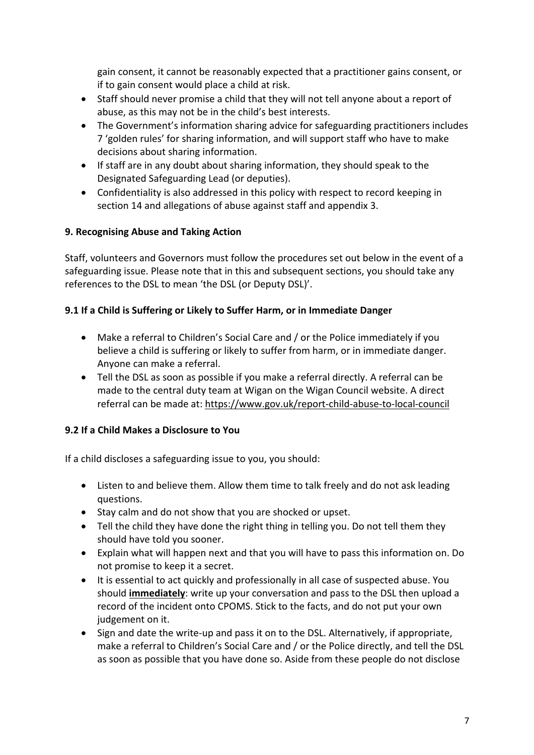gain consent, it cannot be reasonably expected that a practitioner gains consent, or if to gain consent would place a child at risk.

- Staff should never promise a child that they will not tell anyone about a report of abuse, as this may not be in the child's best interests.
- The Government's information sharing advice for safeguarding practitioners includes 7 'golden rules' for sharing information, and will support staff who have to make decisions about sharing information.
- If staff are in any doubt about sharing information, they should speak to the Designated Safeguarding Lead (or deputies).
- Confidentiality is also addressed in this policy with respect to record keeping in section 14 and allegations of abuse against staff and appendix 3.

## 9. Recognising Abuse and Taking Action

Staff, volunteers and Governors must follow the procedures set out below in the event of a safeguarding issue. Please note that in this and subsequent sections, you should take any references to the DSL to mean 'the DSL (or Deputy DSL)'.

### 9.1 If a Child is Suffering or Likely to Suffer Harm, or in Immediate Danger

- Make a referral to Children's Social Care and / or the Police immediately if you believe a child is suffering or likely to suffer from harm, or in immediate danger. Anyone can make a referral.
- Tell the DSL as soon as possible if you make a referral directly. A referral can be made to the central duty team at Wigan on the Wigan Council website. A direct referral can be made at: https://www.gov.uk/report-child-abuse-to-local-council

### 9.2 If a Child Makes a Disclosure to You

If a child discloses a safeguarding issue to you, you should:

- Listen to and believe them. Allow them time to talk freely and do not ask leading questions.
- Stay calm and do not show that you are shocked or upset.
- Tell the child they have done the right thing in telling you. Do not tell them they should have told you sooner.
- Explain what will happen next and that you will have to pass this information on. Do not promise to keep it a secret.
- It is essential to act quickly and professionally in all case of suspected abuse. You should **<u>immediately</u>**: write up your conversation and pass to the DSL then upload a record of the incident onto CPOMS. Stick to the facts, and do not put your own judgement on it.
- Sign and date the write-up and pass it on to the DSL. Alternatively, if appropriate, make a referral to Children's Social Care and / or the Police directly, and tell the DSL as soon as possible that you have done so. Aside from these people do not disclose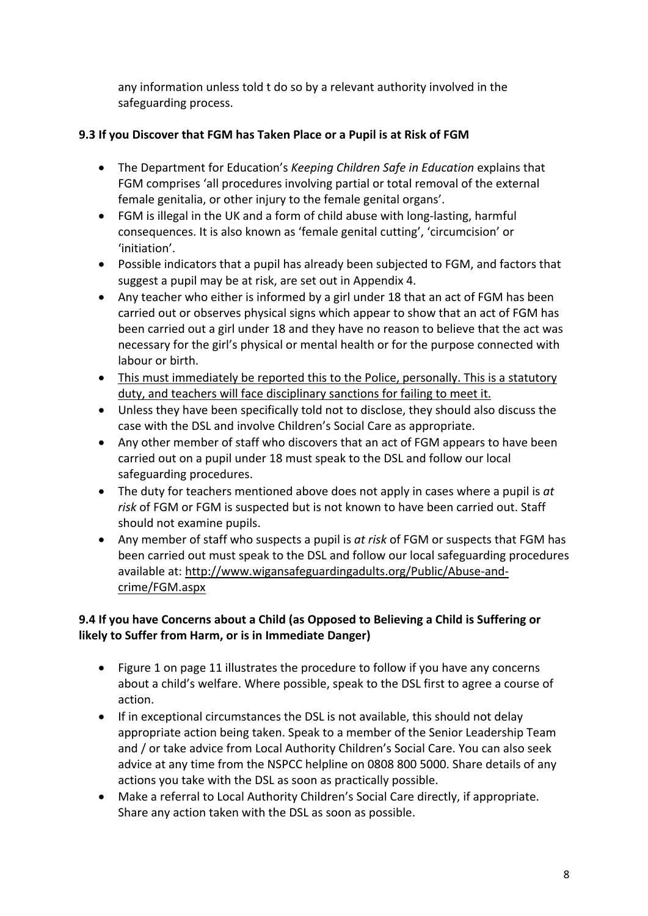any information unless told t do so by a relevant authority involved in the safeguarding process.

**9.3 If you Discover that FGM has Taken Place or a Pupil is at Risk of FGM**

- The Department for Education's *Keeping Children Safe in Education* explains that FGM comprises 'all procedures involving partial or total removal of the external female genitalia, or other injury to the female genital organs'.
- FGM is illegal in the UK and a form of child abuse with long-lasting, harmful consequences. It is also known as 'female genital cutting', 'circumcision' or 'initiation'.
- Possible indicators that a pupil has already been subjected to FGM, and factors that suggest a pupil may be at risk, are set out in Appendix 4.
- Any teacher who either is informed by a girl under 18 that an act of FGM has been carried out or observes physical signs which appear to show that an act of FGM has been carried out a girl under 18 and they have no reason to believe that the act was necessary for the girl's physical or mental health or for the purpose connected with labour or birth.
- <u>This must immediately be reported this to the Police, personally. This is a statutory duty, and teachers will face disciplinary sanctions for failing to meet it.</u>
- Unless they have been specifically told not to disclose, they should also discuss the case with the DSL and involve Children's Social Care as appropriate.
- Any other member of staff who discovers that an act of FGM appears to have been carried out on a pupil under 18 must speak to the DSL and follow our local safeguarding procedures.
- The duty for teachers mentioned above does not apply in cases where a pupil is *at risk* of FGM or FGM is suspected but is not known to have been carried out. Staff should not examine pupils.
- Any member of staff who suspects a pupil is *at risk* of FGM or suspects that FGM has been carried out must speak to the DSL and follow our local safeguarding procedures available at: http://www.wigansafeguardingadults.org/Public/Abuse-and-crime/FGM.aspx

**9.4 If you have Concerns about a Child (as Opposed to Believing a Child is Suffering or likely to Suffer from Harm, or is in Immediate Danger)**

- Figure 1 on page 11 illustrates the procedure to follow if you have any concerns about a child's welfare. Where possible, speak to the DSL first to agree a course of action.
- If in exceptional circumstances the DSL is not available, this should not delay appropriate action being taken. Speak to a member of the Senior Leadership Team and / or take advice from Local Authority Children's Social Care. You can also seek advice at any time from the NSPCC helpline on 0808 800 5000. Share details of any actions you take with the DSL as soon as practically possible.
- Make a referral to Local Authority Children's Social Care directly, if appropriate. Share any action taken with the DSL as soon as possible.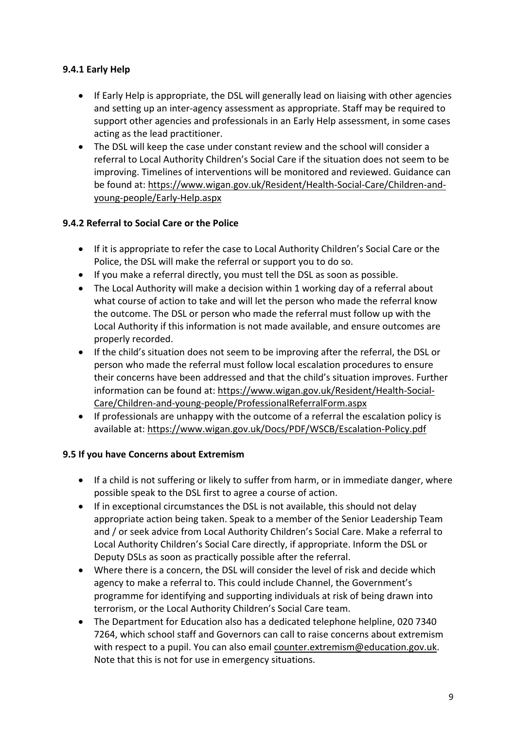#### 9.4.1 Early Help

- If Early Help is appropriate, the DSL will generally lead on liaising with other agencies and setting up an inter-agency assessment as appropriate. Staff may be required to support other agencies and professionals in an Early Help assessment, in some cases acting as the lead practitioner.
- The DSL will keep the case under constant review and the school will consider a referral to Local Authority Children's Social Care if the situation does not seem to be improving. Timelines of interventions will be monitored and reviewed. Guidance can be found at: https://www.wigan.gov.uk/Resident/Health-Social-Care/Children-and-young-people/Early-Help.aspx

#### 9.4.2 Referral to Social Care or the Police

- If it is appropriate to refer the case to Local Authority Children's Social Care or the Police, the DSL will make the referral or support you to do so.
- If you make a referral directly, you must tell the DSL as soon as possible.
- The Local Authority will make a decision within 1 working day of a referral about what course of action to take and will let the person who made the referral know the outcome. The DSL or person who made the referral must follow up with the Local Authority if this information is not made available, and ensure outcomes are properly recorded.
- If the child's situation does not seem to be improving after the referral, the DSL or person who made the referral must follow local escalation procedures to ensure their concerns have been addressed and that the child's situation improves. Further information can be found at: https://www.wigan.gov.uk/Resident/Health-Social-Care/Children-and-young-people/ProfessionalReferralForm.aspx
- If professionals are unhappy with the outcome of a referral the escalation policy is available at: https://www.wigan.gov.uk/Docs/PDF/WSCB/Escalation-Policy.pdf

### 9.5 If you have Concerns about Extremism

- If a child is not suffering or likely to suffer from harm, or in immediate danger, where possible speak to the DSL first to agree a course of action.
- If in exceptional circumstances the DSL is not available, this should not delay appropriate action being taken. Speak to a member of the Senior Leadership Team and / or seek advice from Local Authority Children's Social Care. Make a referral to Local Authority Children's Social Care directly, if appropriate. Inform the DSL or Deputy DSLs as soon as practically possible after the referral.
- Where there is a concern, the DSL will consider the level of risk and decide which agency to make a referral to. This could include Channel, the Government's programme for identifying and supporting individuals at risk of being drawn into terrorism, or the Local Authority Children's Social Care team.
- The Department for Education also has a dedicated telephone helpline, 020 7340 7264, which school staff and Governors can call to raise concerns about extremism with respect to a pupil. You can also email counter.extremism@education.gov.uk. Note that this is not for use in emergency situations.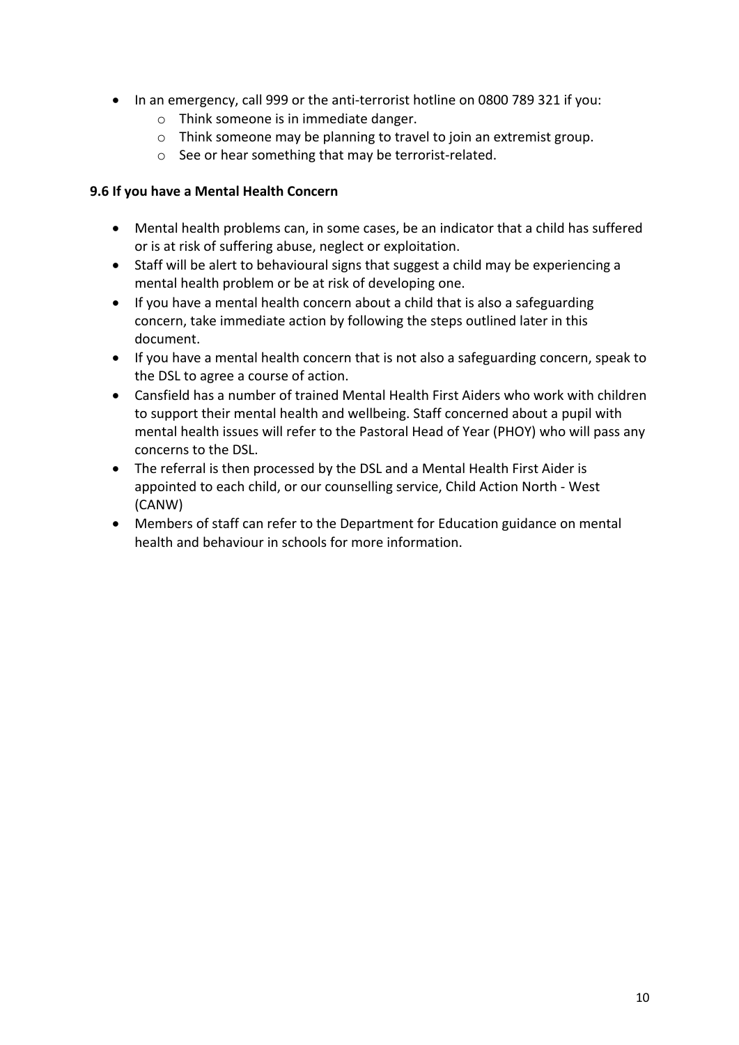- In an emergency, call 999 or the anti-terrorist hotline on 0800 789 321 if you:
  - Think someone is in immediate danger.
  - Think someone may be planning to travel to join an extremist group.
  - See or hear something that may be terrorist-related.

**9.6 If you have a Mental Health Concern**

- Mental health problems can, in some cases, be an indicator that a child has suffered or is at risk of suffering abuse, neglect or exploitation.
- Staff will be alert to behavioural signs that suggest a child may be experiencing a mental health problem or be at risk of developing one.
- If you have a mental health concern about a child that is also a safeguarding concern, take immediate action by following the steps outlined later in this document.
- If you have a mental health concern that is not also a safeguarding concern, speak to the DSL to agree a course of action.
- Cansfield has a number of trained Mental Health First Aiders who work with children to support their mental health and wellbeing. Staff concerned about a pupil with mental health issues will refer to the Pastoral Head of Year (PHOY) who will pass any concerns to the DSL.
- The referral is then processed by the DSL and a Mental Health First Aider is appointed to each child, or our counselling service, Child Action North - West (CANW)
- Members of staff can refer to the Department for Education guidance on mental health and behaviour in schools for more information.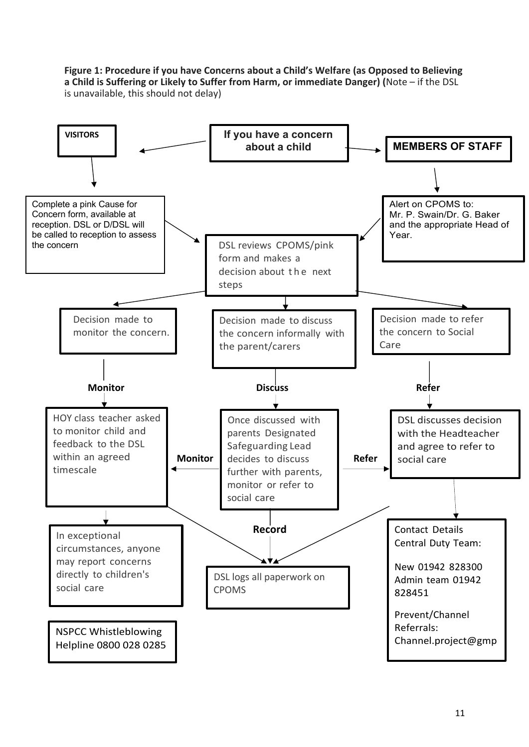**Figure 1: Procedure if you have Concerns about a Child's Welfare (as Opposed to Believing a Child is Suffering or Likely to Suffer from Harm, or immediate Danger)** (Note – if the DSL is unavailable, this should not delay)

**If you have a concern about a child**

**VISITORS**

Complete a pink Cause for Concern form, available at reception. DSL or D/DSL will be called to reception to assess the concern

**MEMBERS OF STAFF**

Alert on CPOMS to: Mr. P. Swain/Dr. G. Baker and the appropriate Head of Year.

DSL reviews CPOMS/pink form and makes a decision about the next steps

Decision made to monitor the concern.

Decision made to discuss the concern informally with the parent/carers

Decision made to refer the concern to Social Care

**Monitor**

HOY class teacher asked to monitor child and feedback to the DSL within an agreed timescale

**Discuss**

Once discussed with parents Designated Safeguarding Lead decides to discuss further with parents, monitor or refer to social care

**Monitor** / **Refer**

**Refer**

DSL discusses decision with the Headteacher and agree to refer to social care

**Record**

DSL logs all paperwork on CPOMS

In exceptional circumstances, anyone may report concerns directly to children's social care

Contact Details Central Duty Team:

New 01942 828300
Admin team 01942 828451

Prevent/Channel Referrals: Channel.project@gmp

NSPCC Whistleblowing Helpline 0800 028 0285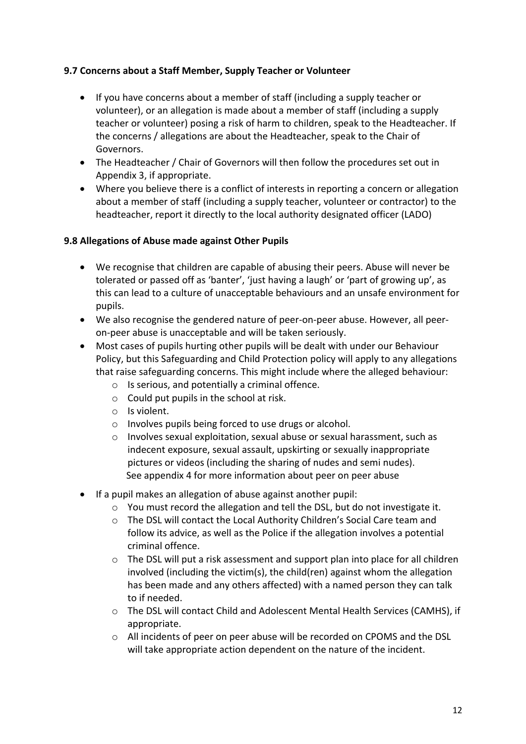### 9.7 Concerns about a Staff Member, Supply Teacher or Volunteer

- If you have concerns about a member of staff (including a supply teacher or volunteer), or an allegation is made about a member of staff (including a supply teacher or volunteer) posing a risk of harm to children, speak to the Headteacher. If the concerns / allegations are about the Headteacher, speak to the Chair of Governors.
- The Headteacher / Chair of Governors will then follow the procedures set out in Appendix 3, if appropriate.
- Where you believe there is a conflict of interests in reporting a concern or allegation about a member of staff (including a supply teacher, volunteer or contractor) to the headteacher, report it directly to the local authority designated officer (LADO)

### 9.8 Allegations of Abuse made against Other Pupils

- We recognise that children are capable of abusing their peers. Abuse will never be tolerated or passed off as 'banter', 'just having a laugh' or 'part of growing up', as this can lead to a culture of unacceptable behaviours and an unsafe environment for pupils.
- We also recognise the gendered nature of peer-on-peer abuse. However, all peer-on-peer abuse is unacceptable and will be taken seriously.
- Most cases of pupils hurting other pupils will be dealt with under our Behaviour Policy, but this Safeguarding and Child Protection policy will apply to any allegations that raise safeguarding concerns. This might include where the alleged behaviour:
  - Is serious, and potentially a criminal offence.
  - Could put pupils in the school at risk.
  - Is violent.
  - Involves pupils being forced to use drugs or alcohol.
  - Involves sexual exploitation, sexual abuse or sexual harassment, such as indecent exposure, sexual assault, upskirting or sexually inappropriate pictures or videos (including the sharing of nudes and semi nudes).

  See appendix 4 for more information about peer on peer abuse
- If a pupil makes an allegation of abuse against another pupil:
  - You must record the allegation and tell the DSL, but do not investigate it.
  - The DSL will contact the Local Authority Children's Social Care team and follow its advice, as well as the Police if the allegation involves a potential criminal offence.
  - The DSL will put a risk assessment and support plan into place for all children involved (including the victim(s), the child(ren) against whom the allegation has been made and any others affected) with a named person they can talk to if needed.
  - The DSL will contact Child and Adolescent Mental Health Services (CAMHS), if appropriate.
  - All incidents of peer on peer abuse will be recorded on CPOMS and the DSL will take appropriate action dependent on the nature of the incident.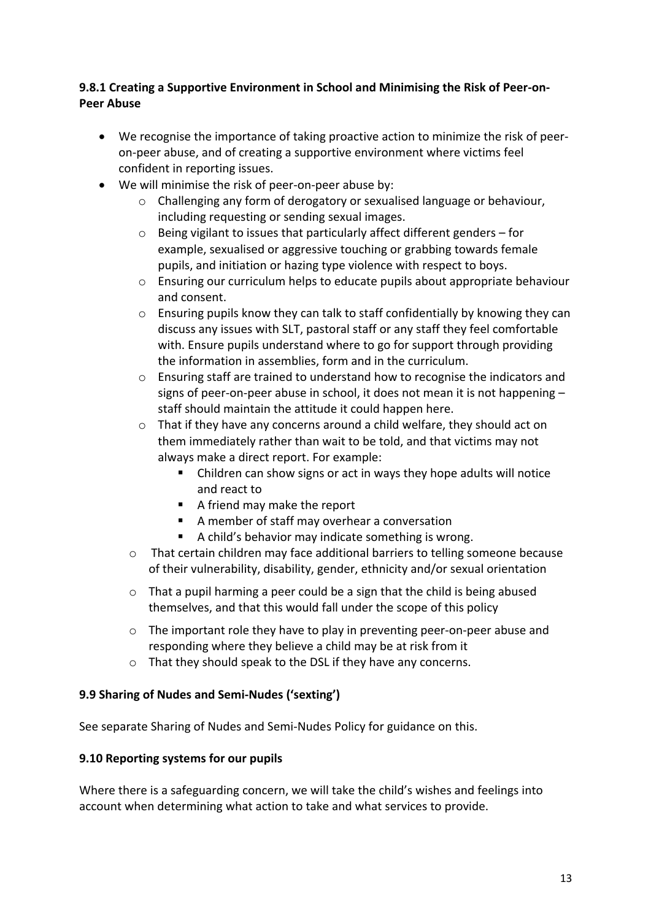**9.8.1 Creating a Supportive Environment in School and Minimising the Risk of Peer-on-Peer Abuse**

- We recognise the importance of taking proactive action to minimize the risk of peer-on-peer abuse, and of creating a supportive environment where victims feel confident in reporting issues.
- We will minimise the risk of peer-on-peer abuse by:
    - Challenging any form of derogatory or sexualised language or behaviour, including requesting or sending sexual images.
    - Being vigilant to issues that particularly affect different genders – for example, sexualised or aggressive touching or grabbing towards female pupils, and initiation or hazing type violence with respect to boys.
    - Ensuring our curriculum helps to educate pupils about appropriate behaviour and consent.
    - Ensuring pupils know they can talk to staff confidentially by knowing they can discuss any issues with SLT, pastoral staff or any staff they feel comfortable with. Ensure pupils understand where to go for support through providing the information in assemblies, form and in the curriculum.
    - Ensuring staff are trained to understand how to recognise the indicators and signs of peer-on-peer abuse in school, it does not mean it is not happening – staff should maintain the attitude it could happen here.
    - That if they have any concerns around a child welfare, they should act on them immediately rather than wait to be told, and that victims may not always make a direct report. For example:
        - Children can show signs or act in ways they hope adults will notice and react to
        - A friend may make the report
        - A member of staff may overhear a conversation
        - A child's behavior may indicate something is wrong.
    - That certain children may face additional barriers to telling someone because of their vulnerability, disability, gender, ethnicity and/or sexual orientation
    - That a pupil harming a peer could be a sign that the child is being abused themselves, and that this would fall under the scope of this policy
    - The important role they have to play in preventing peer-on-peer abuse and responding where they believe a child may be at risk from it
    - That they should speak to the DSL if they have any concerns.

**9.9 Sharing of Nudes and Semi-Nudes ('sexting')**

See separate Sharing of Nudes and Semi-Nudes Policy for guidance on this.

**9.10 Reporting systems for our pupils**

Where there is a safeguarding concern, we will take the child's wishes and feelings into account when determining what action to take and what services to provide.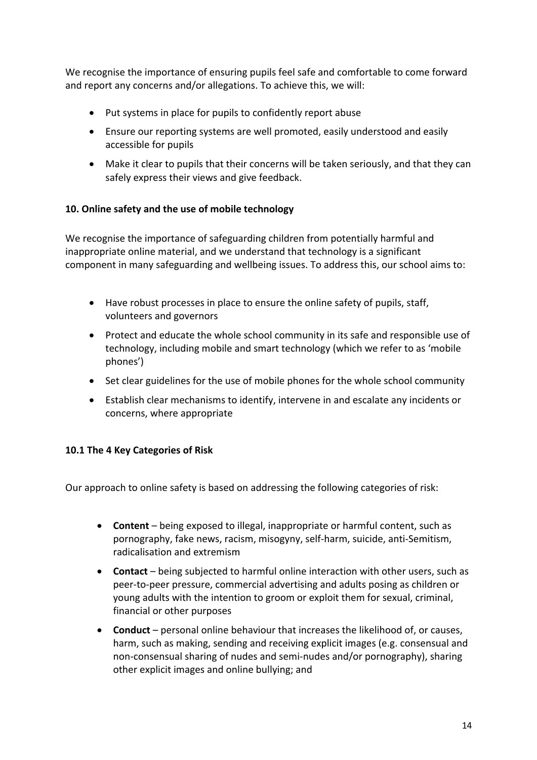We recognise the importance of ensuring pupils feel safe and comfortable to come forward and report any concerns and/or allegations. To achieve this, we will:

- Put systems in place for pupils to confidently report abuse
- Ensure our reporting systems are well promoted, easily understood and easily accessible for pupils
- Make it clear to pupils that their concerns will be taken seriously, and that they can safely express their views and give feedback.

**10. Online safety and the use of mobile technology**

We recognise the importance of safeguarding children from potentially harmful and inappropriate online material, and we understand that technology is a significant component in many safeguarding and wellbeing issues. To address this, our school aims to:

- Have robust processes in place to ensure the online safety of pupils, staff, volunteers and governors
- Protect and educate the whole school community in its safe and responsible use of technology, including mobile and smart technology (which we refer to as 'mobile phones')
- Set clear guidelines for the use of mobile phones for the whole school community
- Establish clear mechanisms to identify, intervene in and escalate any incidents or concerns, where appropriate

**10.1 The 4 Key Categories of Risk**

Our approach to online safety is based on addressing the following categories of risk:

- **Content** – being exposed to illegal, inappropriate or harmful content, such as pornography, fake news, racism, misogyny, self-harm, suicide, anti-Semitism, radicalisation and extremism
- **Contact** – being subjected to harmful online interaction with other users, such as peer-to-peer pressure, commercial advertising and adults posing as children or young adults with the intention to groom or exploit them for sexual, criminal, financial or other purposes
- **Conduct** – personal online behaviour that increases the likelihood of, or causes, harm, such as making, sending and receiving explicit images (e.g. consensual and non-consensual sharing of nudes and semi-nudes and/or pornography), sharing other explicit images and online bullying; and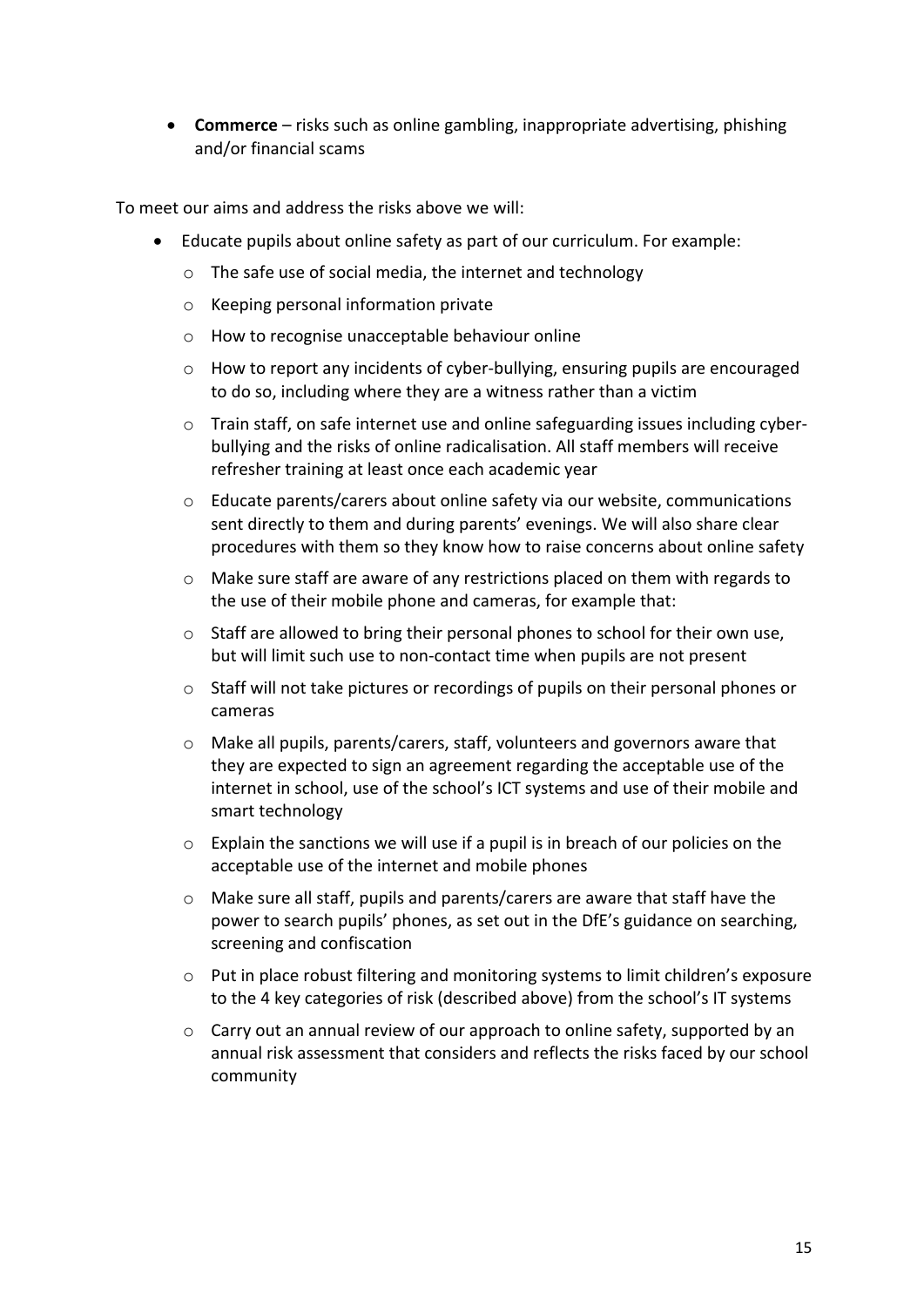- **Commerce** – risks such as online gambling, inappropriate advertising, phishing and/or financial scams

To meet our aims and address the risks above we will:

- Educate pupils about online safety as part of our curriculum. For example:
    - The safe use of social media, the internet and technology
    - Keeping personal information private
    - How to recognise unacceptable behaviour online
    - How to report any incidents of cyber-bullying, ensuring pupils are encouraged to do so, including where they are a witness rather than a victim
    - Train staff, on safe internet use and online safeguarding issues including cyber-bullying and the risks of online radicalisation. All staff members will receive refresher training at least once each academic year
    - Educate parents/carers about online safety via our website, communications sent directly to them and during parents' evenings. We will also share clear procedures with them so they know how to raise concerns about online safety
    - Make sure staff are aware of any restrictions placed on them with regards to the use of their mobile phone and cameras, for example that:
    - Staff are allowed to bring their personal phones to school for their own use, but will limit such use to non-contact time when pupils are not present
    - Staff will not take pictures or recordings of pupils on their personal phones or cameras
    - Make all pupils, parents/carers, staff, volunteers and governors aware that they are expected to sign an agreement regarding the acceptable use of the internet in school, use of the school's ICT systems and use of their mobile and smart technology
    - Explain the sanctions we will use if a pupil is in breach of our policies on the acceptable use of the internet and mobile phones
    - Make sure all staff, pupils and parents/carers are aware that staff have the power to search pupils' phones, as set out in the DfE's guidance on searching, screening and confiscation
    - Put in place robust filtering and monitoring systems to limit children's exposure to the 4 key categories of risk (described above) from the school's IT systems
    - Carry out an annual review of our approach to online safety, supported by an annual risk assessment that considers and reflects the risks faced by our school community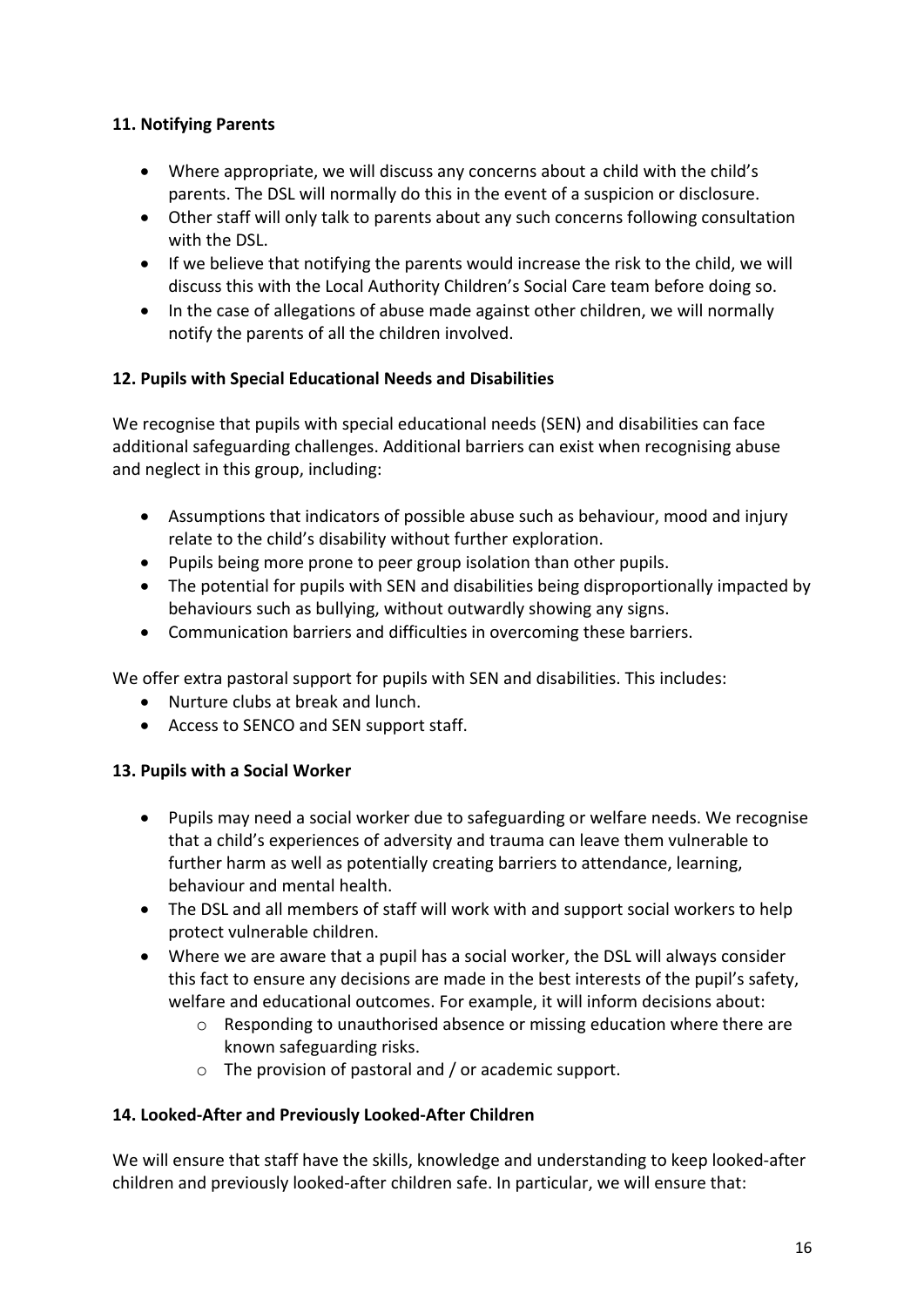### 11. Notifying Parents

- Where appropriate, we will discuss any concerns about a child with the child's parents. The DSL will normally do this in the event of a suspicion or disclosure.
- Other staff will only talk to parents about any such concerns following consultation with the DSL.
- If we believe that notifying the parents would increase the risk to the child, we will discuss this with the Local Authority Children's Social Care team before doing so.
- In the case of allegations of abuse made against other children, we will normally notify the parents of all the children involved.

### 12. Pupils with Special Educational Needs and Disabilities

We recognise that pupils with special educational needs (SEN) and disabilities can face additional safeguarding challenges. Additional barriers can exist when recognising abuse and neglect in this group, including:

- Assumptions that indicators of possible abuse such as behaviour, mood and injury relate to the child's disability without further exploration.
- Pupils being more prone to peer group isolation than other pupils.
- The potential for pupils with SEN and disabilities being disproportionally impacted by behaviours such as bullying, without outwardly showing any signs.
- Communication barriers and difficulties in overcoming these barriers.

We offer extra pastoral support for pupils with SEN and disabilities. This includes:

- Nurture clubs at break and lunch.
- Access to SENCO and SEN support staff.

### 13. Pupils with a Social Worker

- Pupils may need a social worker due to safeguarding or welfare needs. We recognise that a child's experiences of adversity and trauma can leave them vulnerable to further harm as well as potentially creating barriers to attendance, learning, behaviour and mental health.
- The DSL and all members of staff will work with and support social workers to help protect vulnerable children.
- Where we are aware that a pupil has a social worker, the DSL will always consider this fact to ensure any decisions are made in the best interests of the pupil's safety, welfare and educational outcomes. For example, it will inform decisions about:
  - Responding to unauthorised absence or missing education where there are known safeguarding risks.
  - The provision of pastoral and / or academic support.

### 14. Looked-After and Previously Looked-After Children

We will ensure that staff have the skills, knowledge and understanding to keep looked-after children and previously looked-after children safe. In particular, we will ensure that: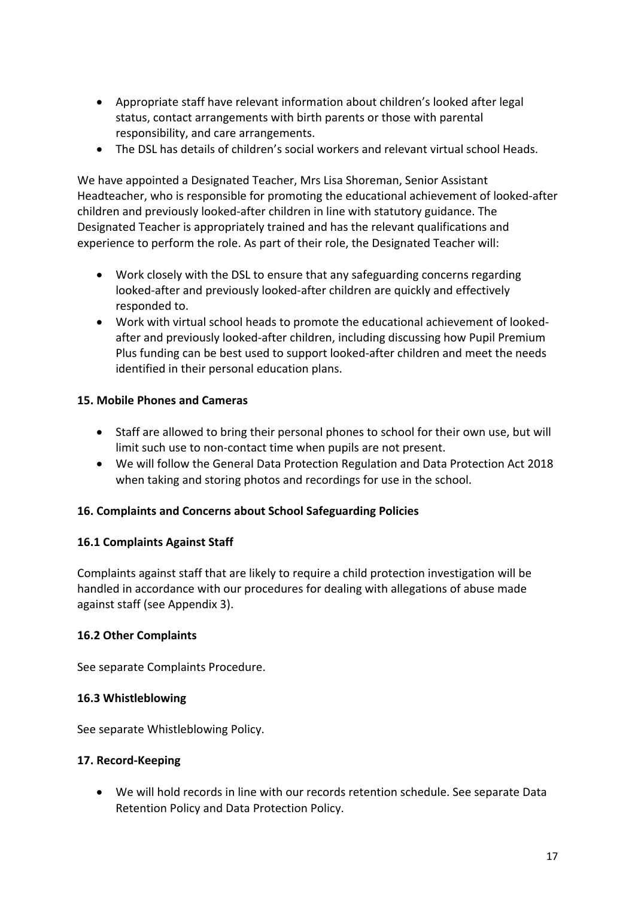- Appropriate staff have relevant information about children's looked after legal status, contact arrangements with birth parents or those with parental responsibility, and care arrangements.
- The DSL has details of children's social workers and relevant virtual school Heads.

We have appointed a Designated Teacher, Mrs Lisa Shoreman, Senior Assistant Headteacher, who is responsible for promoting the educational achievement of looked-after children and previously looked-after children in line with statutory guidance. The Designated Teacher is appropriately trained and has the relevant qualifications and experience to perform the role. As part of their role, the Designated Teacher will:

- Work closely with the DSL to ensure that any safeguarding concerns regarding looked-after and previously looked-after children are quickly and effectively responded to.
- Work with virtual school heads to promote the educational achievement of looked-after and previously looked-after children, including discussing how Pupil Premium Plus funding can be best used to support looked-after children and meet the needs identified in their personal education plans.

**15. Mobile Phones and Cameras**

- Staff are allowed to bring their personal phones to school for their own use, but will limit such use to non-contact time when pupils are not present.
- We will follow the General Data Protection Regulation and Data Protection Act 2018 when taking and storing photos and recordings for use in the school.

**16. Complaints and Concerns about School Safeguarding Policies**

**16.1 Complaints Against Staff**

Complaints against staff that are likely to require a child protection investigation will be handled in accordance with our procedures for dealing with allegations of abuse made against staff (see Appendix 3).

**16.2 Other Complaints**

See separate Complaints Procedure.

**16.3 Whistleblowing**

See separate Whistleblowing Policy.

**17. Record-Keeping**

- We will hold records in line with our records retention schedule. See separate Data Retention Policy and Data Protection Policy.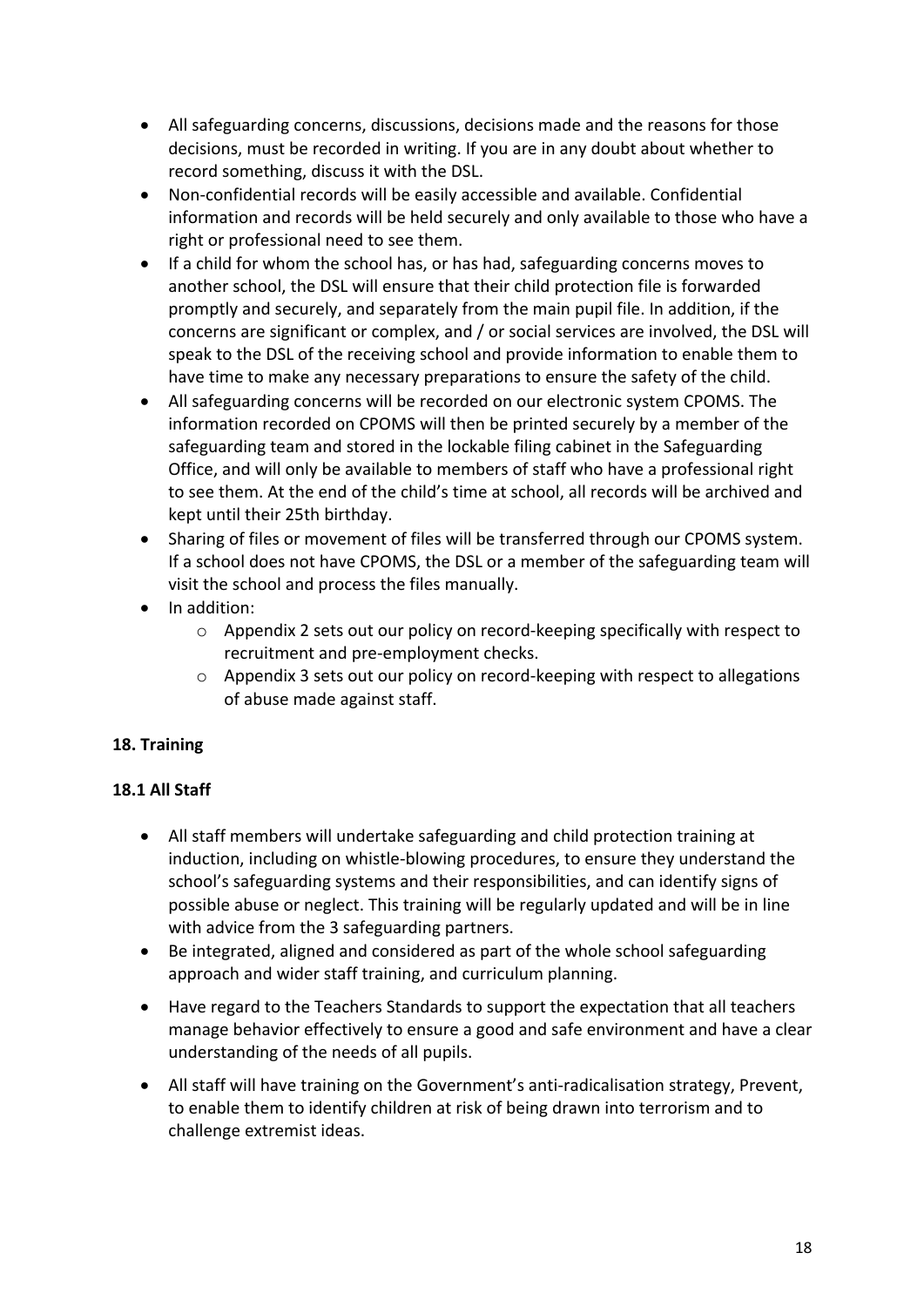- All safeguarding concerns, discussions, decisions made and the reasons for those decisions, must be recorded in writing. If you are in any doubt about whether to record something, discuss it with the DSL.
- Non-confidential records will be easily accessible and available. Confidential information and records will be held securely and only available to those who have a right or professional need to see them.
- If a child for whom the school has, or has had, safeguarding concerns moves to another school, the DSL will ensure that their child protection file is forwarded promptly and securely, and separately from the main pupil file. In addition, if the concerns are significant or complex, and / or social services are involved, the DSL will speak to the DSL of the receiving school and provide information to enable them to have time to make any necessary preparations to ensure the safety of the child.
- All safeguarding concerns will be recorded on our electronic system CPOMS. The information recorded on CPOMS will then be printed securely by a member of the safeguarding team and stored in the lockable filing cabinet in the Safeguarding Office, and will only be available to members of staff who have a professional right to see them. At the end of the child's time at school, all records will be archived and kept until their 25th birthday.
- Sharing of files or movement of files will be transferred through our CPOMS system. If a school does not have CPOMS, the DSL or a member of the safeguarding team will visit the school and process the files manually.
- In addition:
    - Appendix 2 sets out our policy on record-keeping specifically with respect to recruitment and pre-employment checks.
    - Appendix 3 sets out our policy on record-keeping with respect to allegations of abuse made against staff.

**18. Training**

**18.1 All Staff**

- All staff members will undertake safeguarding and child protection training at induction, including on whistle-blowing procedures, to ensure they understand the school's safeguarding systems and their responsibilities, and can identify signs of possible abuse or neglect. This training will be regularly updated and will be in line with advice from the 3 safeguarding partners.
- Be integrated, aligned and considered as part of the whole school safeguarding approach and wider staff training, and curriculum planning.
- Have regard to the Teachers Standards to support the expectation that all teachers manage behavior effectively to ensure a good and safe environment and have a clear understanding of the needs of all pupils.
- All staff will have training on the Government's anti-radicalisation strategy, Prevent, to enable them to identify children at risk of being drawn into terrorism and to challenge extremist ideas.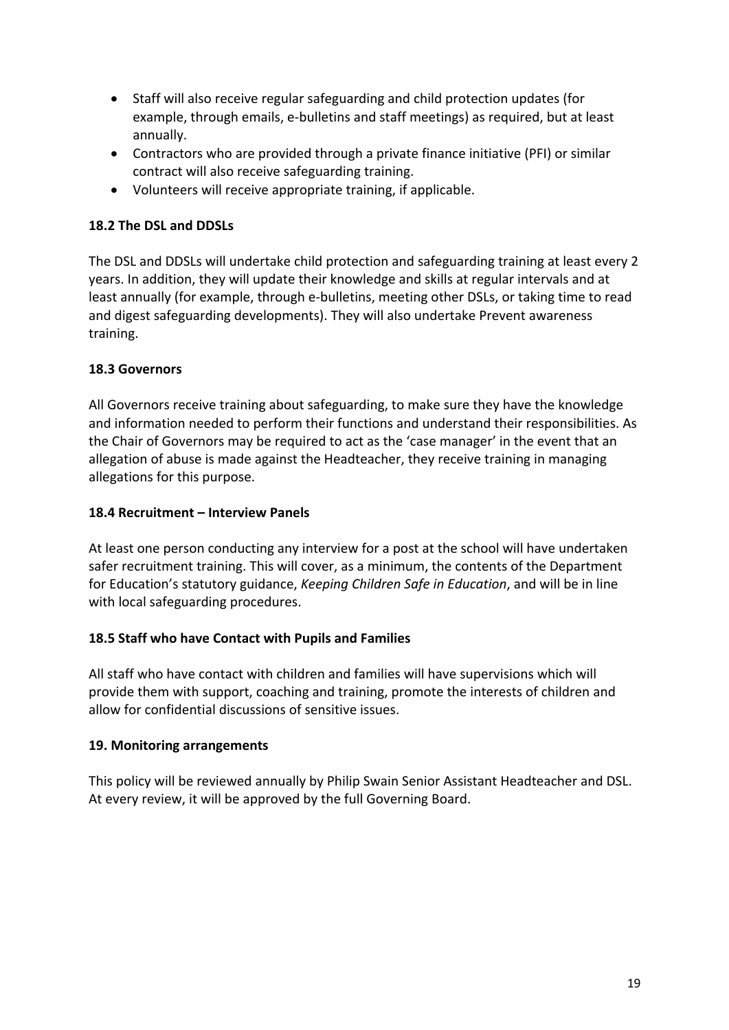- Staff will also receive regular safeguarding and child protection updates (for example, through emails, e-bulletins and staff meetings) as required, but at least annually.
- Contractors who are provided through a private finance initiative (PFI) or similar contract will also receive safeguarding training.
- Volunteers will receive appropriate training, if applicable.

**18.2 The DSL and DDSLs**

The DSL and DDSLs will undertake child protection and safeguarding training at least every 2 years. In addition, they will update their knowledge and skills at regular intervals and at least annually (for example, through e-bulletins, meeting other DSLs, or taking time to read and digest safeguarding developments). They will also undertake Prevent awareness training.

**18.3 Governors**

All Governors receive training about safeguarding, to make sure they have the knowledge and information needed to perform their functions and understand their responsibilities. As the Chair of Governors may be required to act as the 'case manager' in the event that an allegation of abuse is made against the Headteacher, they receive training in managing allegations for this purpose.

**18.4 Recruitment – Interview Panels**

At least one person conducting any interview for a post at the school will have undertaken safer recruitment training. This will cover, as a minimum, the contents of the Department for Education's statutory guidance, *Keeping Children Safe in Education*, and will be in line with local safeguarding procedures.

**18.5 Staff who have Contact with Pupils and Families**

All staff who have contact with children and families will have supervisions which will provide them with support, coaching and training, promote the interests of children and allow for confidential discussions of sensitive issues.

**19. Monitoring arrangements**

This policy will be reviewed annually by Philip Swain Senior Assistant Headteacher and DSL. At every review, it will be approved by the full Governing Board.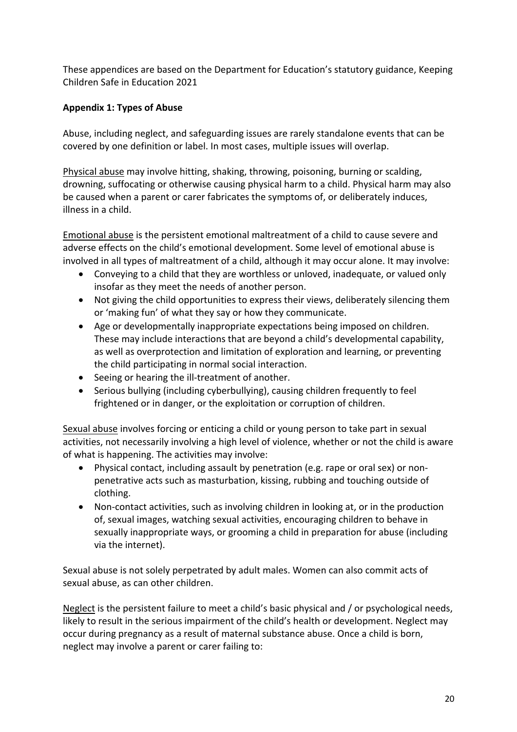These appendices are based on the Department for Education's statutory guidance, Keeping Children Safe in Education 2021

**Appendix 1: Types of Abuse**

Abuse, including neglect, and safeguarding issues are rarely standalone events that can be covered by one definition or label. In most cases, multiple issues will overlap.

Physical abuse may involve hitting, shaking, throwing, poisoning, burning or scalding, drowning, suffocating or otherwise causing physical harm to a child. Physical harm may also be caused when a parent or carer fabricates the symptoms of, or deliberately induces, illness in a child.

Emotional abuse is the persistent emotional maltreatment of a child to cause severe and adverse effects on the child's emotional development. Some level of emotional abuse is involved in all types of maltreatment of a child, although it may occur alone. It may involve:

- Conveying to a child that they are worthless or unloved, inadequate, or valued only insofar as they meet the needs of another person.
- Not giving the child opportunities to express their views, deliberately silencing them or 'making fun' of what they say or how they communicate.
- Age or developmentally inappropriate expectations being imposed on children. These may include interactions that are beyond a child's developmental capability, as well as overprotection and limitation of exploration and learning, or preventing the child participating in normal social interaction.
- Seeing or hearing the ill-treatment of another.
- Serious bullying (including cyberbullying), causing children frequently to feel frightened or in danger, or the exploitation or corruption of children.

Sexual abuse involves forcing or enticing a child or young person to take part in sexual activities, not necessarily involving a high level of violence, whether or not the child is aware of what is happening. The activities may involve:

- Physical contact, including assault by penetration (e.g. rape or oral sex) or non-penetrative acts such as masturbation, kissing, rubbing and touching outside of clothing.
- Non-contact activities, such as involving children in looking at, or in the production of, sexual images, watching sexual activities, encouraging children to behave in sexually inappropriate ways, or grooming a child in preparation for abuse (including via the internet).

Sexual abuse is not solely perpetrated by adult males. Women can also commit acts of sexual abuse, as can other children.

Neglect is the persistent failure to meet a child's basic physical and / or psychological needs, likely to result in the serious impairment of the child's health or development. Neglect may occur during pregnancy as a result of maternal substance abuse. Once a child is born, neglect may involve a parent or carer failing to: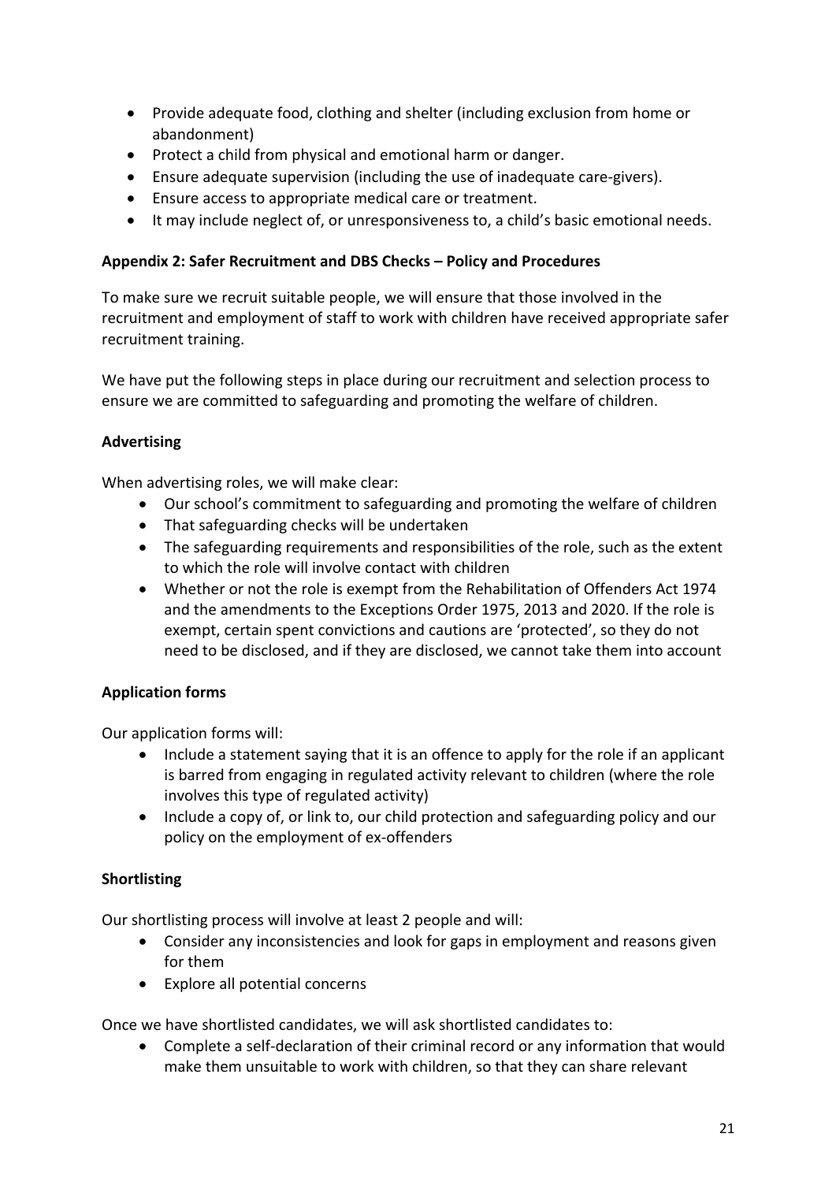- Provide adequate food, clothing and shelter (including exclusion from home or abandonment)
- Protect a child from physical and emotional harm or danger.
- Ensure adequate supervision (including the use of inadequate care-givers).
- Ensure access to appropriate medical care or treatment.
- It may include neglect of, or unresponsiveness to, a child's basic emotional needs.

**Appendix 2: Safer Recruitment and DBS Checks – Policy and Procedures**

To make sure we recruit suitable people, we will ensure that those involved in the recruitment and employment of staff to work with children have received appropriate safer recruitment training.

We have put the following steps in place during our recruitment and selection process to ensure we are committed to safeguarding and promoting the welfare of children.

**Advertising**

When advertising roles, we will make clear:

- Our school's commitment to safeguarding and promoting the welfare of children
- That safeguarding checks will be undertaken
- The safeguarding requirements and responsibilities of the role, such as the extent to which the role will involve contact with children
- Whether or not the role is exempt from the Rehabilitation of Offenders Act 1974 and the amendments to the Exceptions Order 1975, 2013 and 2020. If the role is exempt, certain spent convictions and cautions are 'protected', so they do not need to be disclosed, and if they are disclosed, we cannot take them into account

**Application forms**

Our application forms will:

- Include a statement saying that it is an offence to apply for the role if an applicant is barred from engaging in regulated activity relevant to children (where the role involves this type of regulated activity)
- Include a copy of, or link to, our child protection and safeguarding policy and our policy on the employment of ex-offenders

**Shortlisting**

Our shortlisting process will involve at least 2 people and will:

- Consider any inconsistencies and look for gaps in employment and reasons given for them
- Explore all potential concerns

Once we have shortlisted candidates, we will ask shortlisted candidates to:

- Complete a self-declaration of their criminal record or any information that would make them unsuitable to work with children, so that they can share relevant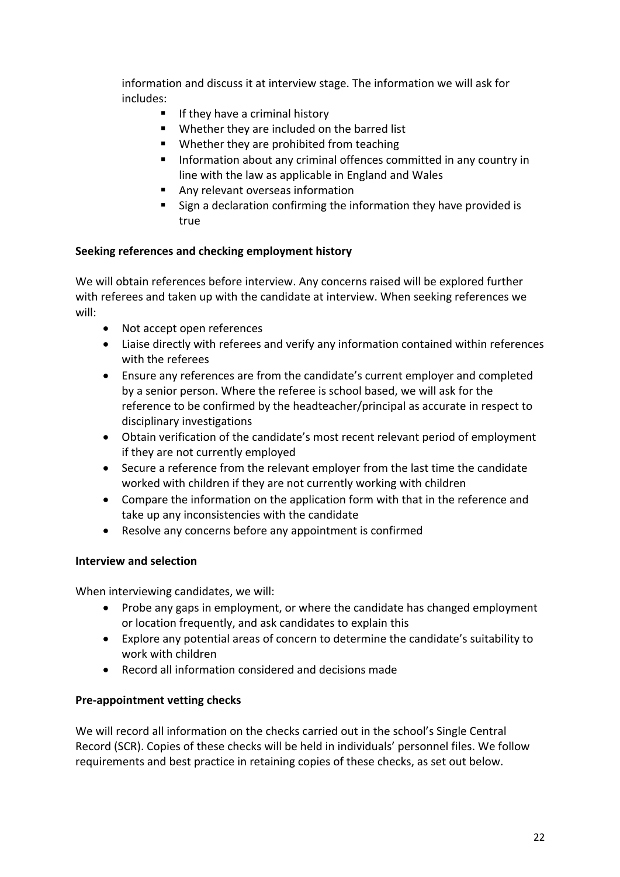information and discuss it at interview stage. The information we will ask for includes:

- If they have a criminal history
- Whether they are included on the barred list
- Whether they are prohibited from teaching
- Information about any criminal offences committed in any country in line with the law as applicable in England and Wales
- Any relevant overseas information
- Sign a declaration confirming the information they have provided is true

**Seeking references and checking employment history**

We will obtain references before interview. Any concerns raised will be explored further with referees and taken up with the candidate at interview. When seeking references we will:

- Not accept open references
- Liaise directly with referees and verify any information contained within references with the referees
- Ensure any references are from the candidate's current employer and completed by a senior person. Where the referee is school based, we will ask for the reference to be confirmed by the headteacher/principal as accurate in respect to disciplinary investigations
- Obtain verification of the candidate's most recent relevant period of employment if they are not currently employed
- Secure a reference from the relevant employer from the last time the candidate worked with children if they are not currently working with children
- Compare the information on the application form with that in the reference and take up any inconsistencies with the candidate
- Resolve any concerns before any appointment is confirmed

**Interview and selection**

When interviewing candidates, we will:

- Probe any gaps in employment, or where the candidate has changed employment or location frequently, and ask candidates to explain this
- Explore any potential areas of concern to determine the candidate's suitability to work with children
- Record all information considered and decisions made

**Pre-appointment vetting checks**

We will record all information on the checks carried out in the school's Single Central Record (SCR). Copies of these checks will be held in individuals' personnel files. We follow requirements and best practice in retaining copies of these checks, as set out below.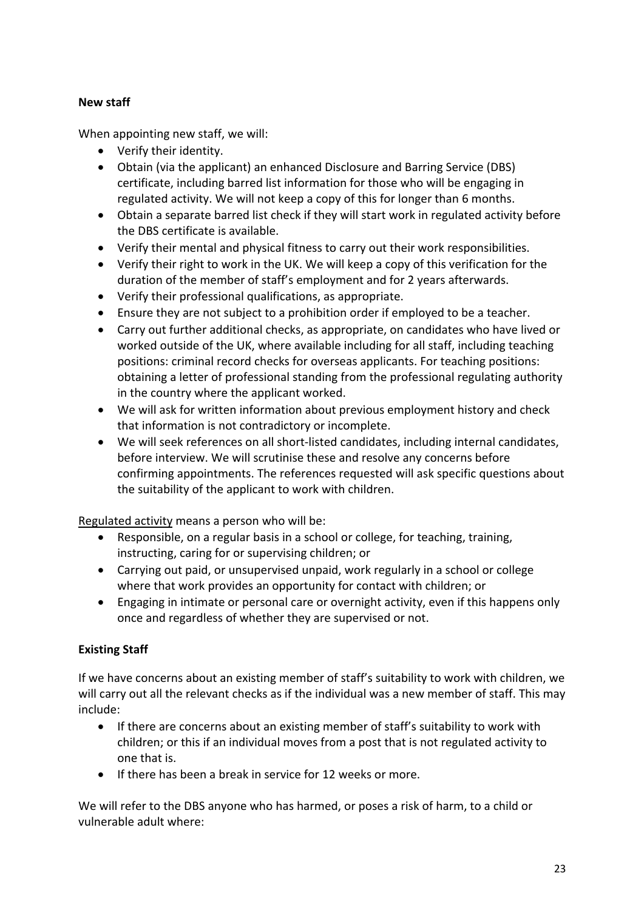**New staff**

When appointing new staff, we will:

- Verify their identity.
- Obtain (via the applicant) an enhanced Disclosure and Barring Service (DBS) certificate, including barred list information for those who will be engaging in regulated activity. We will not keep a copy of this for longer than 6 months.
- Obtain a separate barred list check if they will start work in regulated activity before the DBS certificate is available.
- Verify their mental and physical fitness to carry out their work responsibilities.
- Verify their right to work in the UK. We will keep a copy of this verification for the duration of the member of staff's employment and for 2 years afterwards.
- Verify their professional qualifications, as appropriate.
- Ensure they are not subject to a prohibition order if employed to be a teacher.
- Carry out further additional checks, as appropriate, on candidates who have lived or worked outside of the UK, where available including for all staff, including teaching positions: criminal record checks for overseas applicants. For teaching positions: obtaining a letter of professional standing from the professional regulating authority in the country where the applicant worked.
- We will ask for written information about previous employment history and check that information is not contradictory or incomplete.
- We will seek references on all short-listed candidates, including internal candidates, before interview. We will scrutinise these and resolve any concerns before confirming appointments. The references requested will ask specific questions about the suitability of the applicant to work with children.

Regulated activity means a person who will be:

- Responsible, on a regular basis in a school or college, for teaching, training, instructing, caring for or supervising children; or
- Carrying out paid, or unsupervised unpaid, work regularly in a school or college where that work provides an opportunity for contact with children; or
- Engaging in intimate or personal care or overnight activity, even if this happens only once and regardless of whether they are supervised or not.

**Existing Staff**

If we have concerns about an existing member of staff's suitability to work with children, we will carry out all the relevant checks as if the individual was a new member of staff. This may include:

- If there are concerns about an existing member of staff's suitability to work with children; or this if an individual moves from a post that is not regulated activity to one that is.
- If there has been a break in service for 12 weeks or more.

We will refer to the DBS anyone who has harmed, or poses a risk of harm, to a child or vulnerable adult where: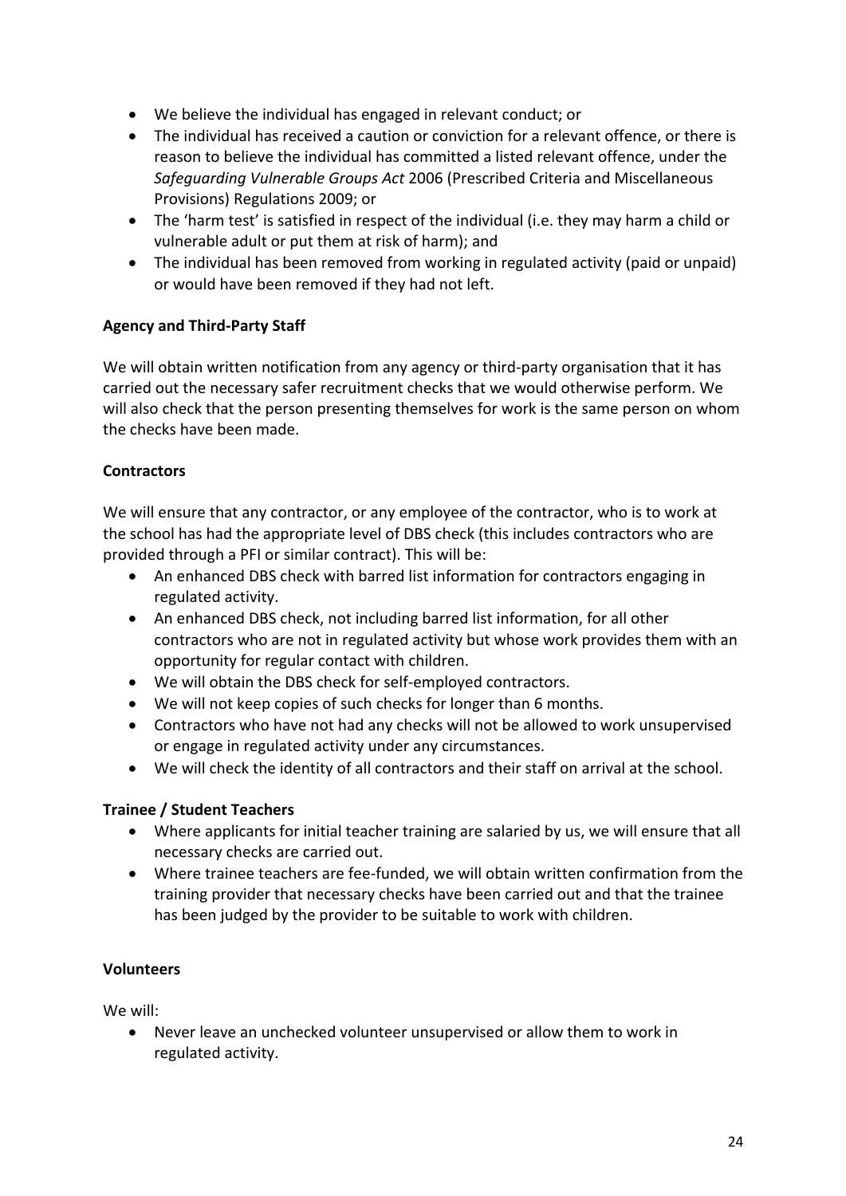- We believe the individual has engaged in relevant conduct; or
- The individual has received a caution or conviction for a relevant offence, or there is reason to believe the individual has committed a listed relevant offence, under the *Safeguarding Vulnerable Groups Act* 2006 (Prescribed Criteria and Miscellaneous Provisions) Regulations 2009; or
- The 'harm test' is satisfied in respect of the individual (i.e. they may harm a child or vulnerable adult or put them at risk of harm); and
- The individual has been removed from working in regulated activity (paid or unpaid) or would have been removed if they had not left.

**Agency and Third-Party Staff**

We will obtain written notification from any agency or third-party organisation that it has carried out the necessary safer recruitment checks that we would otherwise perform. We will also check that the person presenting themselves for work is the same person on whom the checks have been made.

**Contractors**

We will ensure that any contractor, or any employee of the contractor, who is to work at the school has had the appropriate level of DBS check (this includes contractors who are provided through a PFI or similar contract). This will be:

- An enhanced DBS check with barred list information for contractors engaging in regulated activity.
- An enhanced DBS check, not including barred list information, for all other contractors who are not in regulated activity but whose work provides them with an opportunity for regular contact with children.
- We will obtain the DBS check for self-employed contractors.
- We will not keep copies of such checks for longer than 6 months.
- Contractors who have not had any checks will not be allowed to work unsupervised or engage in regulated activity under any circumstances.
- We will check the identity of all contractors and their staff on arrival at the school.

**Trainee / Student Teachers**

- Where applicants for initial teacher training are salaried by us, we will ensure that all necessary checks are carried out.
- Where trainee teachers are fee-funded, we will obtain written confirmation from the training provider that necessary checks have been carried out and that the trainee has been judged by the provider to be suitable to work with children.

**Volunteers**

We will:

- Never leave an unchecked volunteer unsupervised or allow them to work in regulated activity.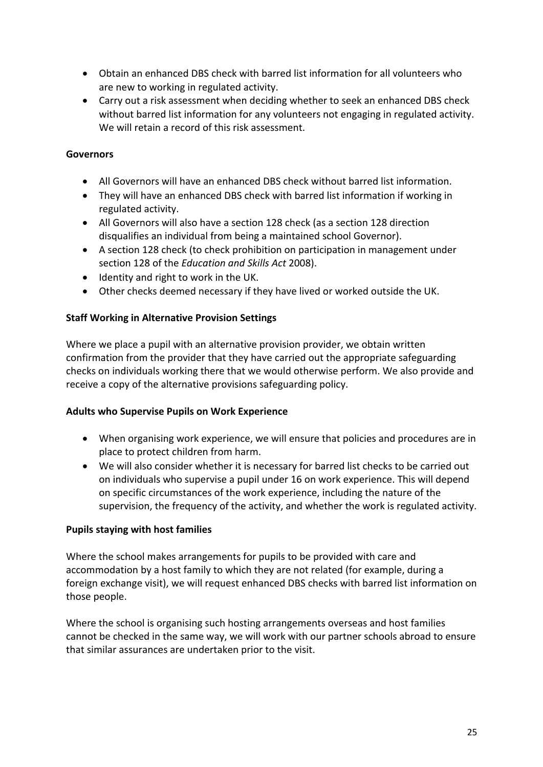- Obtain an enhanced DBS check with barred list information for all volunteers who are new to working in regulated activity.
- Carry out a risk assessment when deciding whether to seek an enhanced DBS check without barred list information for any volunteers not engaging in regulated activity. We will retain a record of this risk assessment.

**Governors**

- All Governors will have an enhanced DBS check without barred list information.
- They will have an enhanced DBS check with barred list information if working in regulated activity.
- All Governors will also have a section 128 check (as a section 128 direction disqualifies an individual from being a maintained school Governor).
- A section 128 check (to check prohibition on participation in management under section 128 of the *Education and Skills Act* 2008).
- Identity and right to work in the UK.
- Other checks deemed necessary if they have lived or worked outside the UK.

**Staff Working in Alternative Provision Settings**

Where we place a pupil with an alternative provision provider, we obtain written confirmation from the provider that they have carried out the appropriate safeguarding checks on individuals working there that we would otherwise perform. We also provide and receive a copy of the alternative provisions safeguarding policy.

**Adults who Supervise Pupils on Work Experience**

- When organising work experience, we will ensure that policies and procedures are in place to protect children from harm.
- We will also consider whether it is necessary for barred list checks to be carried out on individuals who supervise a pupil under 16 on work experience. This will depend on specific circumstances of the work experience, including the nature of the supervision, the frequency of the activity, and whether the work is regulated activity.

**Pupils staying with host families**

Where the school makes arrangements for pupils to be provided with care and accommodation by a host family to which they are not related (for example, during a foreign exchange visit), we will request enhanced DBS checks with barred list information on those people.

Where the school is organising such hosting arrangements overseas and host families cannot be checked in the same way, we will work with our partner schools abroad to ensure that similar assurances are undertaken prior to the visit.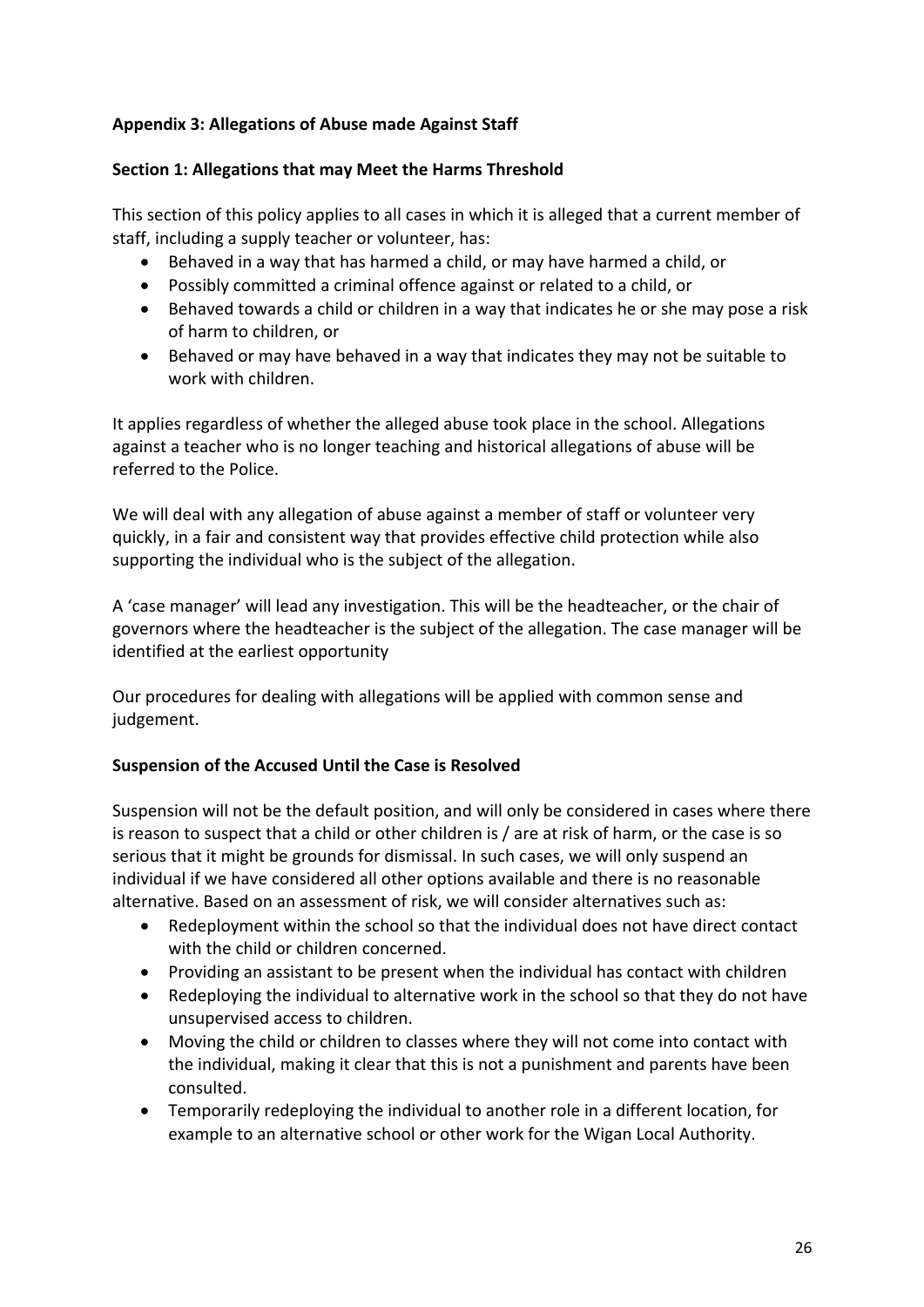**Appendix 3: Allegations of Abuse made Against Staff**

**Section 1: Allegations that may Meet the Harms Threshold**

This section of this policy applies to all cases in which it is alleged that a current member of staff, including a supply teacher or volunteer, has:

- Behaved in a way that has harmed a child, or may have harmed a child, or
- Possibly committed a criminal offence against or related to a child, or
- Behaved towards a child or children in a way that indicates he or she may pose a risk of harm to children, or
- Behaved or may have behaved in a way that indicates they may not be suitable to work with children.

It applies regardless of whether the alleged abuse took place in the school. Allegations against a teacher who is no longer teaching and historical allegations of abuse will be referred to the Police.

We will deal with any allegation of abuse against a member of staff or volunteer very quickly, in a fair and consistent way that provides effective child protection while also supporting the individual who is the subject of the allegation.

A 'case manager' will lead any investigation. This will be the headteacher, or the chair of governors where the headteacher is the subject of the allegation. The case manager will be identified at the earliest opportunity

Our procedures for dealing with allegations will be applied with common sense and judgement.

**Suspension of the Accused Until the Case is Resolved**

Suspension will not be the default position, and will only be considered in cases where there is reason to suspect that a child or other children is / are at risk of harm, or the case is so serious that it might be grounds for dismissal. In such cases, we will only suspend an individual if we have considered all other options available and there is no reasonable alternative. Based on an assessment of risk, we will consider alternatives such as:

- Redeployment within the school so that the individual does not have direct contact with the child or children concerned.
- Providing an assistant to be present when the individual has contact with children
- Redeploying the individual to alternative work in the school so that they do not have unsupervised access to children.
- Moving the child or children to classes where they will not come into contact with the individual, making it clear that this is not a punishment and parents have been consulted.
- Temporarily redeploying the individual to another role in a different location, for example to an alternative school or other work for the Wigan Local Authority.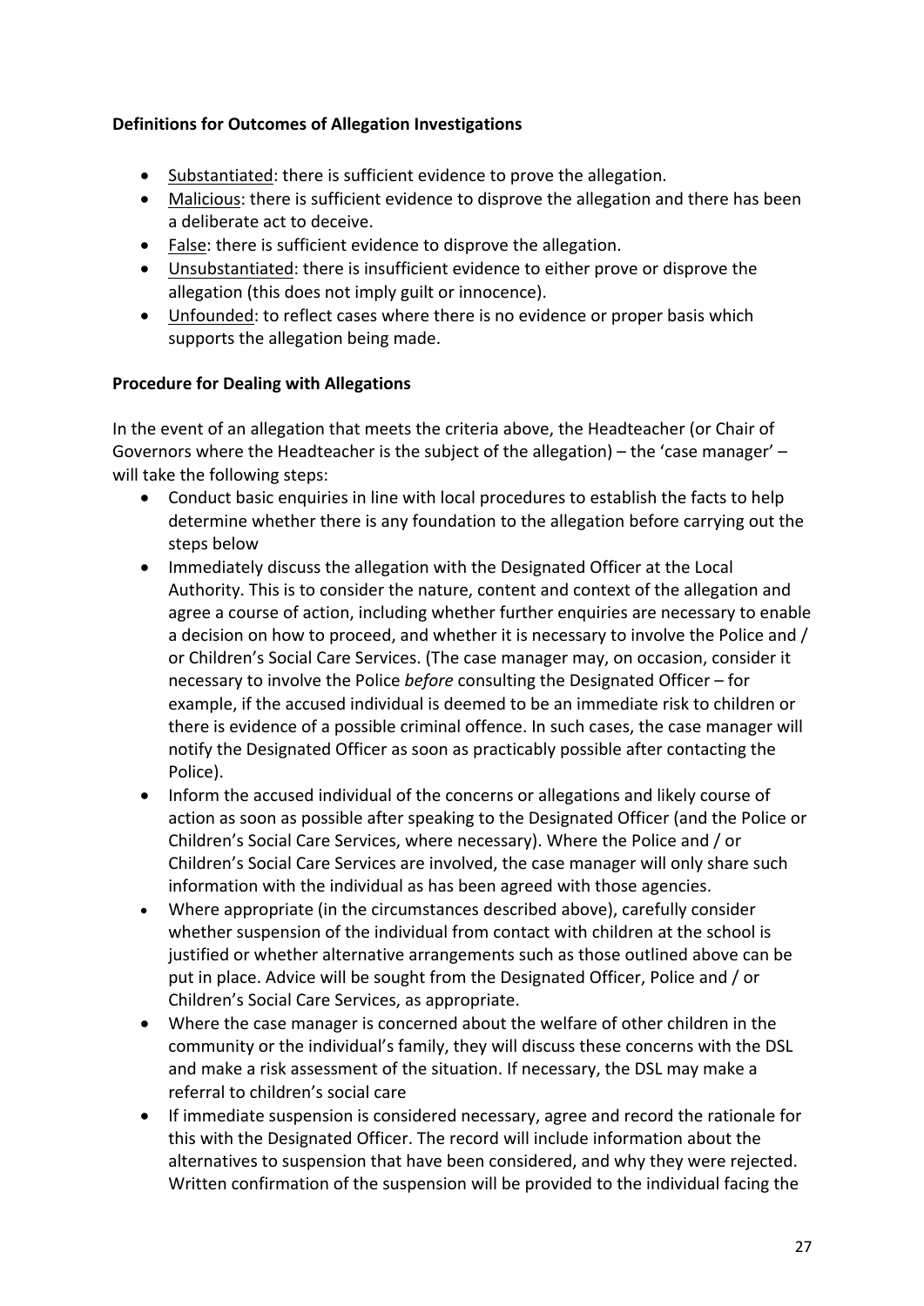**Definitions for Outcomes of Allegation Investigations**

- <u>Substantiated</u>: there is sufficient evidence to prove the allegation.
- <u>Malicious</u>: there is sufficient evidence to disprove the allegation and there has been a deliberate act to deceive.
- <u>False</u>: there is sufficient evidence to disprove the allegation.
- <u>Unsubstantiated</u>: there is insufficient evidence to either prove or disprove the allegation (this does not imply guilt or innocence).
- <u>Unfounded</u>: to reflect cases where there is no evidence or proper basis which supports the allegation being made.

**Procedure for Dealing with Allegations**

In the event of an allegation that meets the criteria above, the Headteacher (or Chair of Governors where the Headteacher is the subject of the allegation) – the 'case manager' – will take the following steps:

- Conduct basic enquiries in line with local procedures to establish the facts to help determine whether there is any foundation to the allegation before carrying out the steps below
- Immediately discuss the allegation with the Designated Officer at the Local Authority. This is to consider the nature, content and context of the allegation and agree a course of action, including whether further enquiries are necessary to enable a decision on how to proceed, and whether it is necessary to involve the Police and / or Children's Social Care Services. (The case manager may, on occasion, consider it necessary to involve the Police *before* consulting the Designated Officer – for example, if the accused individual is deemed to be an immediate risk to children or there is evidence of a possible criminal offence. In such cases, the case manager will notify the Designated Officer as soon as practicably possible after contacting the Police).
- Inform the accused individual of the concerns or allegations and likely course of action as soon as possible after speaking to the Designated Officer (and the Police or Children's Social Care Services, where necessary). Where the Police and / or Children's Social Care Services are involved, the case manager will only share such information with the individual as has been agreed with those agencies.
- Where appropriate (in the circumstances described above), carefully consider whether suspension of the individual from contact with children at the school is justified or whether alternative arrangements such as those outlined above can be put in place. Advice will be sought from the Designated Officer, Police and / or Children's Social Care Services, as appropriate.
- Where the case manager is concerned about the welfare of other children in the community or the individual's family, they will discuss these concerns with the DSL and make a risk assessment of the situation. If necessary, the DSL may make a referral to children's social care
- If immediate suspension is considered necessary, agree and record the rationale for this with the Designated Officer. The record will include information about the alternatives to suspension that have been considered, and why they were rejected. Written confirmation of the suspension will be provided to the individual facing the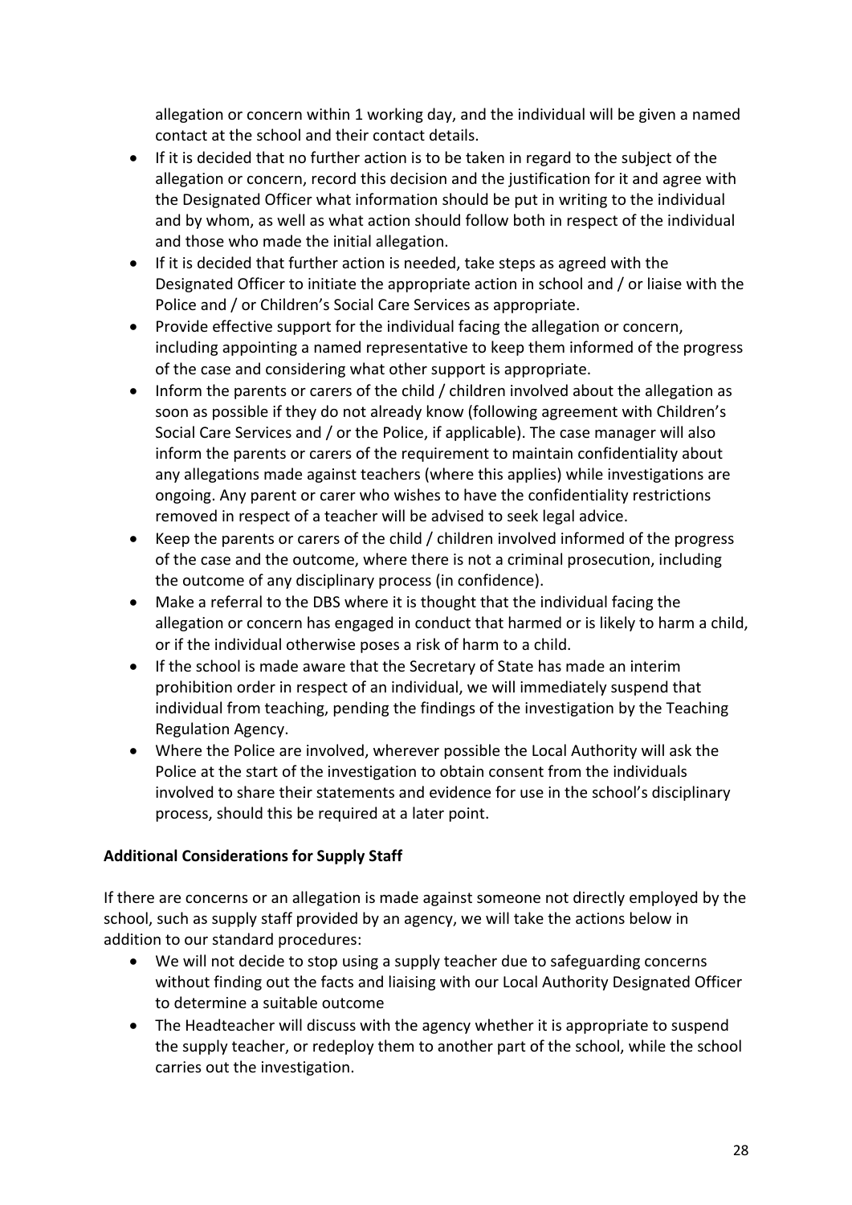allegation or concern within 1 working day, and the individual will be given a named contact at the school and their contact details.

- If it is decided that no further action is to be taken in regard to the subject of the allegation or concern, record this decision and the justification for it and agree with the Designated Officer what information should be put in writing to the individual and by whom, as well as what action should follow both in respect of the individual and those who made the initial allegation.
- If it is decided that further action is needed, take steps as agreed with the Designated Officer to initiate the appropriate action in school and / or liaise with the Police and / or Children's Social Care Services as appropriate.
- Provide effective support for the individual facing the allegation or concern, including appointing a named representative to keep them informed of the progress of the case and considering what other support is appropriate.
- Inform the parents or carers of the child / children involved about the allegation as soon as possible if they do not already know (following agreement with Children's Social Care Services and / or the Police, if applicable). The case manager will also inform the parents or carers of the requirement to maintain confidentiality about any allegations made against teachers (where this applies) while investigations are ongoing. Any parent or carer who wishes to have the confidentiality restrictions removed in respect of a teacher will be advised to seek legal advice.
- Keep the parents or carers of the child / children involved informed of the progress of the case and the outcome, where there is not a criminal prosecution, including the outcome of any disciplinary process (in confidence).
- Make a referral to the DBS where it is thought that the individual facing the allegation or concern has engaged in conduct that harmed or is likely to harm a child, or if the individual otherwise poses a risk of harm to a child.
- If the school is made aware that the Secretary of State has made an interim prohibition order in respect of an individual, we will immediately suspend that individual from teaching, pending the findings of the investigation by the Teaching Regulation Agency.
- Where the Police are involved, wherever possible the Local Authority will ask the Police at the start of the investigation to obtain consent from the individuals involved to share their statements and evidence for use in the school's disciplinary process, should this be required at a later point.

**Additional Considerations for Supply Staff**

If there are concerns or an allegation is made against someone not directly employed by the school, such as supply staff provided by an agency, we will take the actions below in addition to our standard procedures:

- We will not decide to stop using a supply teacher due to safeguarding concerns without finding out the facts and liaising with our Local Authority Designated Officer to determine a suitable outcome
- The Headteacher will discuss with the agency whether it is appropriate to suspend the supply teacher, or redeploy them to another part of the school, while the school carries out the investigation.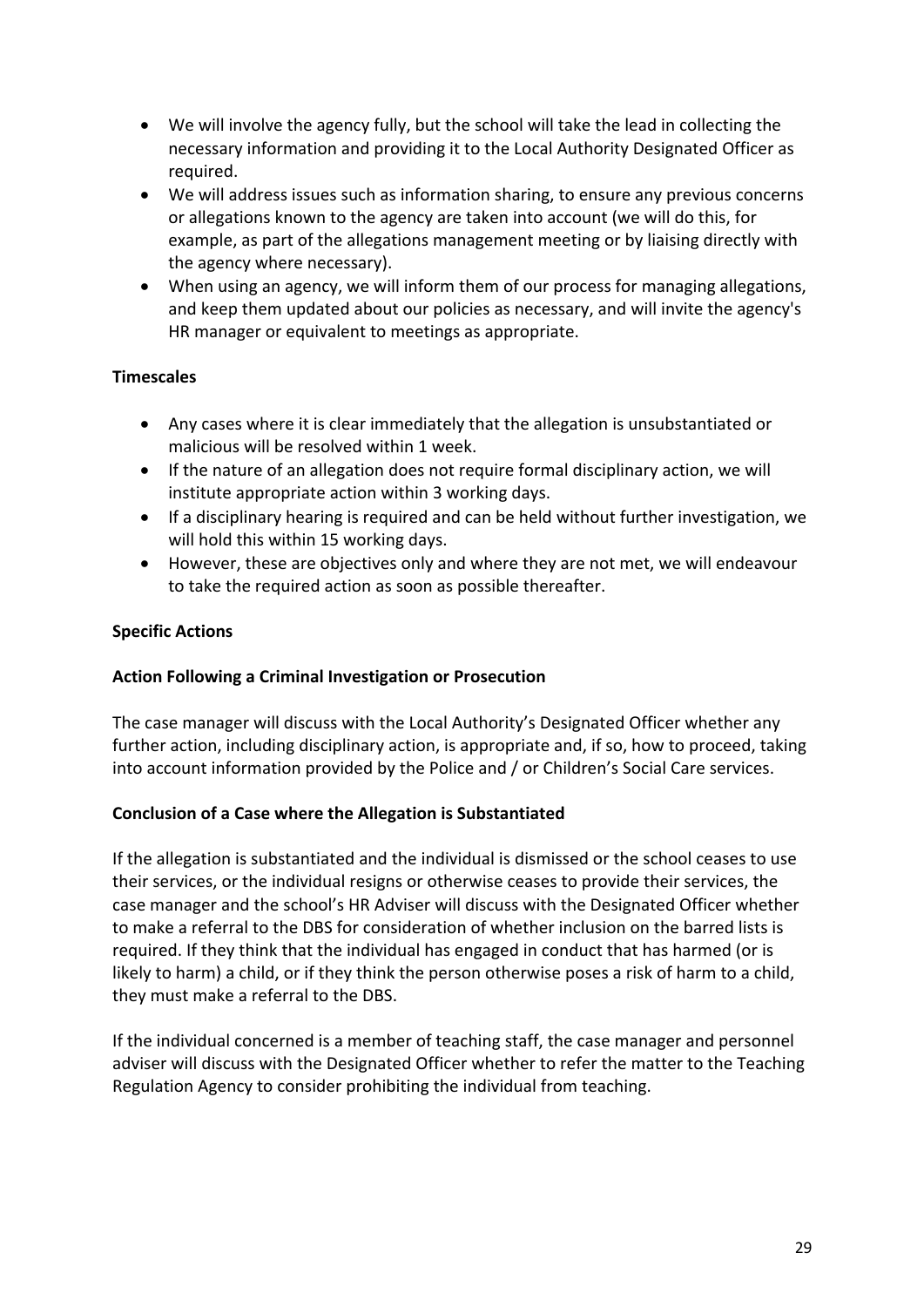- We will involve the agency fully, but the school will take the lead in collecting the necessary information and providing it to the Local Authority Designated Officer as required.
- We will address issues such as information sharing, to ensure any previous concerns or allegations known to the agency are taken into account (we will do this, for example, as part of the allegations management meeting or by liaising directly with the agency where necessary).
- When using an agency, we will inform them of our process for managing allegations, and keep them updated about our policies as necessary, and will invite the agency's HR manager or equivalent to meetings as appropriate.

**Timescales**

- Any cases where it is clear immediately that the allegation is unsubstantiated or malicious will be resolved within 1 week.
- If the nature of an allegation does not require formal disciplinary action, we will institute appropriate action within 3 working days.
- If a disciplinary hearing is required and can be held without further investigation, we will hold this within 15 working days.
- However, these are objectives only and where they are not met, we will endeavour to take the required action as soon as possible thereafter.

**Specific Actions**

**Action Following a Criminal Investigation or Prosecution**

The case manager will discuss with the Local Authority's Designated Officer whether any further action, including disciplinary action, is appropriate and, if so, how to proceed, taking into account information provided by the Police and / or Children's Social Care services.

**Conclusion of a Case where the Allegation is Substantiated**

If the allegation is substantiated and the individual is dismissed or the school ceases to use their services, or the individual resigns or otherwise ceases to provide their services, the case manager and the school's HR Adviser will discuss with the Designated Officer whether to make a referral to the DBS for consideration of whether inclusion on the barred lists is required. If they think that the individual has engaged in conduct that has harmed (or is likely to harm) a child, or if they think the person otherwise poses a risk of harm to a child, they must make a referral to the DBS.

If the individual concerned is a member of teaching staff, the case manager and personnel adviser will discuss with the Designated Officer whether to refer the matter to the Teaching Regulation Agency to consider prohibiting the individual from teaching.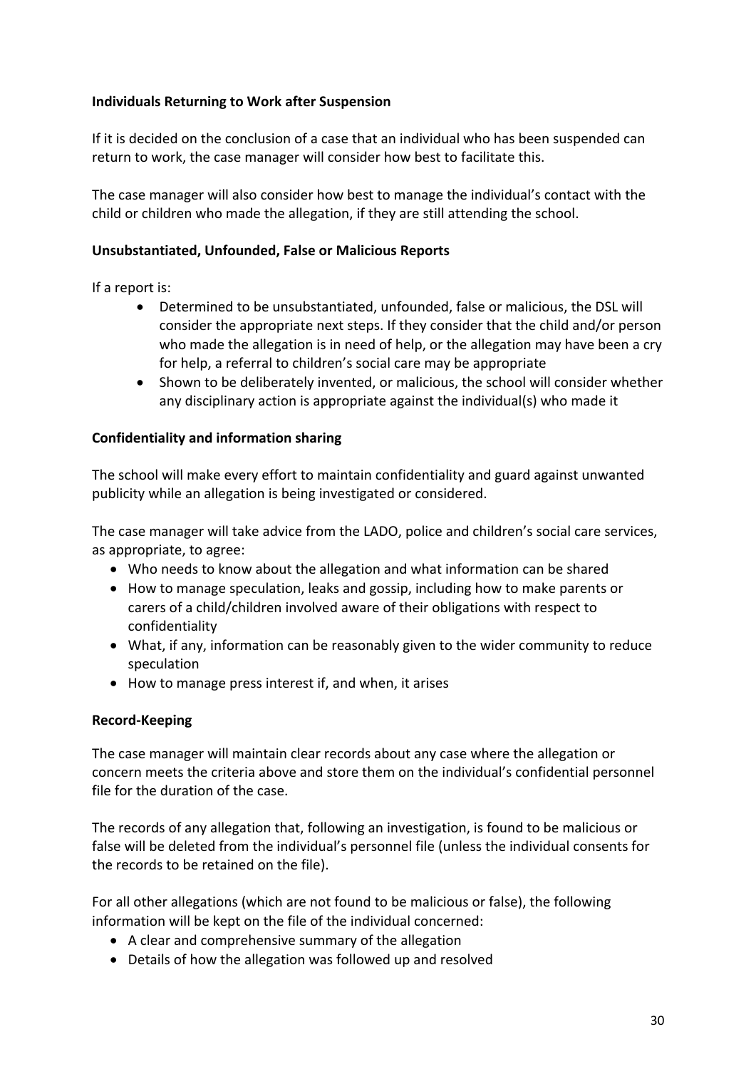**Individuals Returning to Work after Suspension**

If it is decided on the conclusion of a case that an individual who has been suspended can return to work, the case manager will consider how best to facilitate this.

The case manager will also consider how best to manage the individual's contact with the child or children who made the allegation, if they are still attending the school.

**Unsubstantiated, Unfounded, False or Malicious Reports**

If a report is:

- Determined to be unsubstantiated, unfounded, false or malicious, the DSL will consider the appropriate next steps. If they consider that the child and/or person who made the allegation is in need of help, or the allegation may have been a cry for help, a referral to children's social care may be appropriate
- Shown to be deliberately invented, or malicious, the school will consider whether any disciplinary action is appropriate against the individual(s) who made it

**Confidentiality and information sharing**

The school will make every effort to maintain confidentiality and guard against unwanted publicity while an allegation is being investigated or considered.

The case manager will take advice from the LADO, police and children's social care services, as appropriate, to agree:

- Who needs to know about the allegation and what information can be shared
- How to manage speculation, leaks and gossip, including how to make parents or carers of a child/children involved aware of their obligations with respect to confidentiality
- What, if any, information can be reasonably given to the wider community to reduce speculation
- How to manage press interest if, and when, it arises

**Record-Keeping**

The case manager will maintain clear records about any case where the allegation or concern meets the criteria above and store them on the individual's confidential personnel file for the duration of the case.

The records of any allegation that, following an investigation, is found to be malicious or false will be deleted from the individual's personnel file (unless the individual consents for the records to be retained on the file).

For all other allegations (which are not found to be malicious or false), the following information will be kept on the file of the individual concerned:

- A clear and comprehensive summary of the allegation
- Details of how the allegation was followed up and resolved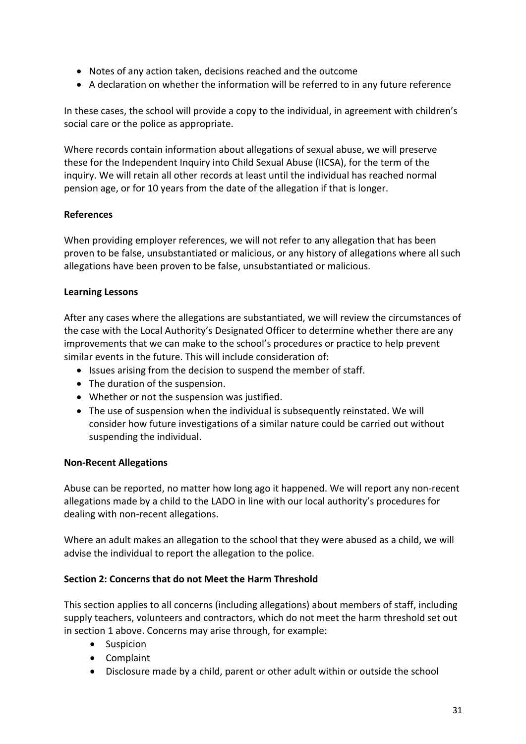- Notes of any action taken, decisions reached and the outcome
- A declaration on whether the information will be referred to in any future reference

In these cases, the school will provide a copy to the individual, in agreement with children's social care or the police as appropriate.

Where records contain information about allegations of sexual abuse, we will preserve these for the Independent Inquiry into Child Sexual Abuse (IICSA), for the term of the inquiry. We will retain all other records at least until the individual has reached normal pension age, or for 10 years from the date of the allegation if that is longer.

**References**

When providing employer references, we will not refer to any allegation that has been proven to be false, unsubstantiated or malicious, or any history of allegations where all such allegations have been proven to be false, unsubstantiated or malicious.

**Learning Lessons**

After any cases where the allegations are substantiated, we will review the circumstances of the case with the Local Authority's Designated Officer to determine whether there are any improvements that we can make to the school's procedures or practice to help prevent similar events in the future. This will include consideration of:

- Issues arising from the decision to suspend the member of staff.
- The duration of the suspension.
- Whether or not the suspension was justified.
- The use of suspension when the individual is subsequently reinstated. We will consider how future investigations of a similar nature could be carried out without suspending the individual.

**Non-Recent Allegations**

Abuse can be reported, no matter how long ago it happened. We will report any non-recent allegations made by a child to the LADO in line with our local authority's procedures for dealing with non-recent allegations.

Where an adult makes an allegation to the school that they were abused as a child, we will advise the individual to report the allegation to the police.

**Section 2: Concerns that do not Meet the Harm Threshold**

This section applies to all concerns (including allegations) about members of staff, including supply teachers, volunteers and contractors, which do not meet the harm threshold set out in section 1 above. Concerns may arise through, for example:

- Suspicion
- Complaint
- Disclosure made by a child, parent or other adult within or outside the school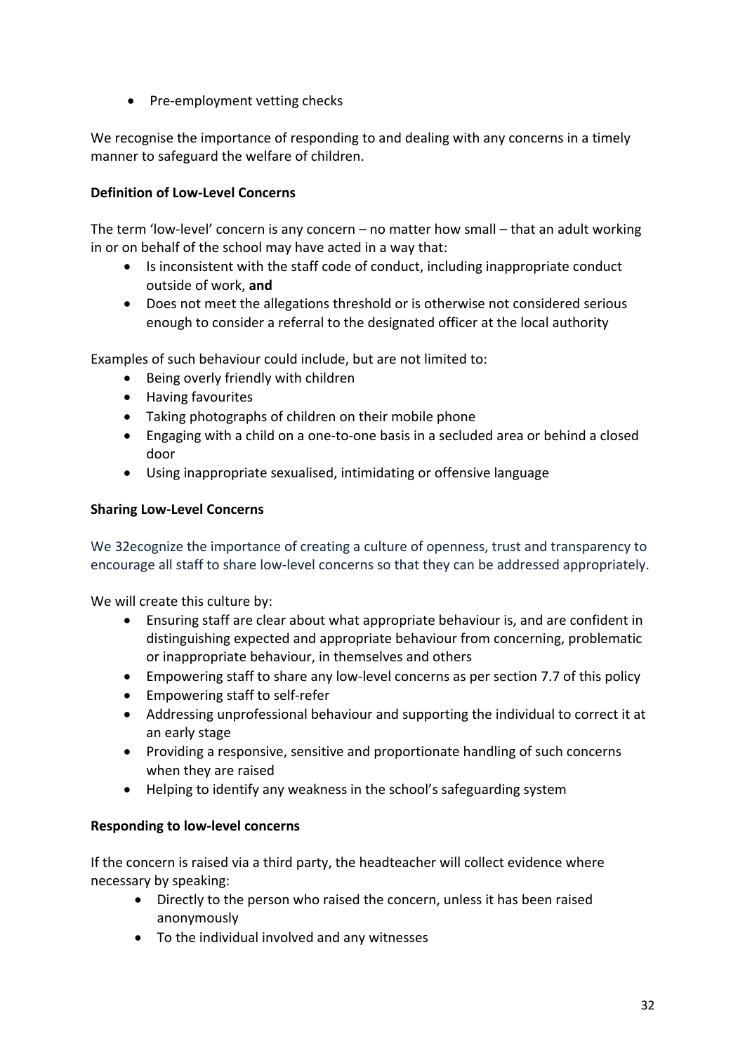- Pre-employment vetting checks

We recognise the importance of responding to and dealing with any concerns in a timely manner to safeguard the welfare of children.

**Definition of Low-Level Concerns**

The term 'low-level' concern is any concern – no matter how small – that an adult working in or on behalf of the school may have acted in a way that:

- Is inconsistent with the staff code of conduct, including inappropriate conduct outside of work, **and**
- Does not meet the allegations threshold or is otherwise not considered serious enough to consider a referral to the designated officer at the local authority

Examples of such behaviour could include, but are not limited to:

- Being overly friendly with children
- Having favourites
- Taking photographs of children on their mobile phone
- Engaging with a child on a one-to-one basis in a secluded area or behind a closed door
- Using inappropriate sexualised, intimidating or offensive language

**Sharing Low-Level Concerns**

We 32ecognize the importance of creating a culture of openness, trust and transparency to encourage all staff to share low-level concerns so that they can be addressed appropriately.

We will create this culture by:

- Ensuring staff are clear about what appropriate behaviour is, and are confident in distinguishing expected and appropriate behaviour from concerning, problematic or inappropriate behaviour, in themselves and others
- Empowering staff to share any low-level concerns as per section 7.7 of this policy
- Empowering staff to self-refer
- Addressing unprofessional behaviour and supporting the individual to correct it at an early stage
- Providing a responsive, sensitive and proportionate handling of such concerns when they are raised
- Helping to identify any weakness in the school's safeguarding system

**Responding to low-level concerns**

If the concern is raised via a third party, the headteacher will collect evidence where necessary by speaking:

- Directly to the person who raised the concern, unless it has been raised anonymously
- To the individual involved and any witnesses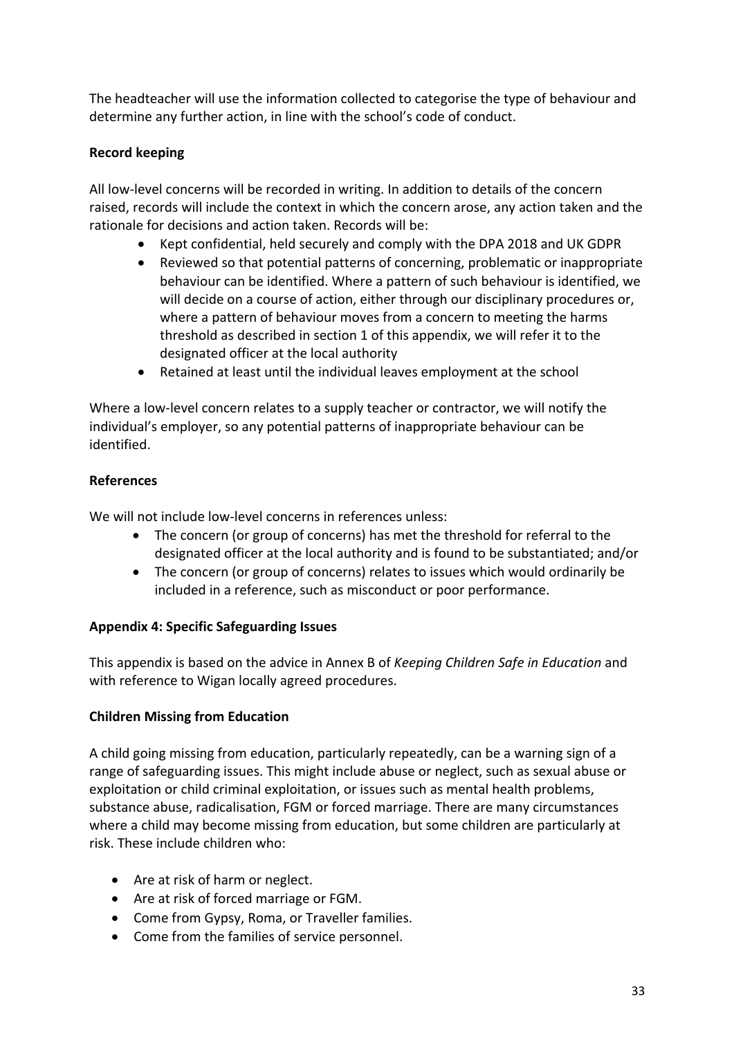The headteacher will use the information collected to categorise the type of behaviour and determine any further action, in line with the school's code of conduct.

**Record keeping**

All low-level concerns will be recorded in writing. In addition to details of the concern raised, records will include the context in which the concern arose, any action taken and the rationale for decisions and action taken. Records will be:

- Kept confidential, held securely and comply with the DPA 2018 and UK GDPR
- Reviewed so that potential patterns of concerning, problematic or inappropriate behaviour can be identified. Where a pattern of such behaviour is identified, we will decide on a course of action, either through our disciplinary procedures or, where a pattern of behaviour moves from a concern to meeting the harms threshold as described in section 1 of this appendix, we will refer it to the designated officer at the local authority
- Retained at least until the individual leaves employment at the school

Where a low-level concern relates to a supply teacher or contractor, we will notify the individual's employer, so any potential patterns of inappropriate behaviour can be identified.

**References**

We will not include low-level concerns in references unless:

- The concern (or group of concerns) has met the threshold for referral to the designated officer at the local authority and is found to be substantiated; and/or
- The concern (or group of concerns) relates to issues which would ordinarily be included in a reference, such as misconduct or poor performance.

**Appendix 4: Specific Safeguarding Issues**

This appendix is based on the advice in Annex B of *Keeping Children Safe in Education* and with reference to Wigan locally agreed procedures.

**Children Missing from Education**

A child going missing from education, particularly repeatedly, can be a warning sign of a range of safeguarding issues. This might include abuse or neglect, such as sexual abuse or exploitation or child criminal exploitation, or issues such as mental health problems, substance abuse, radicalisation, FGM or forced marriage. There are many circumstances where a child may become missing from education, but some children are particularly at risk. These include children who:

- Are at risk of harm or neglect.
- Are at risk of forced marriage or FGM.
- Come from Gypsy, Roma, or Traveller families.
- Come from the families of service personnel.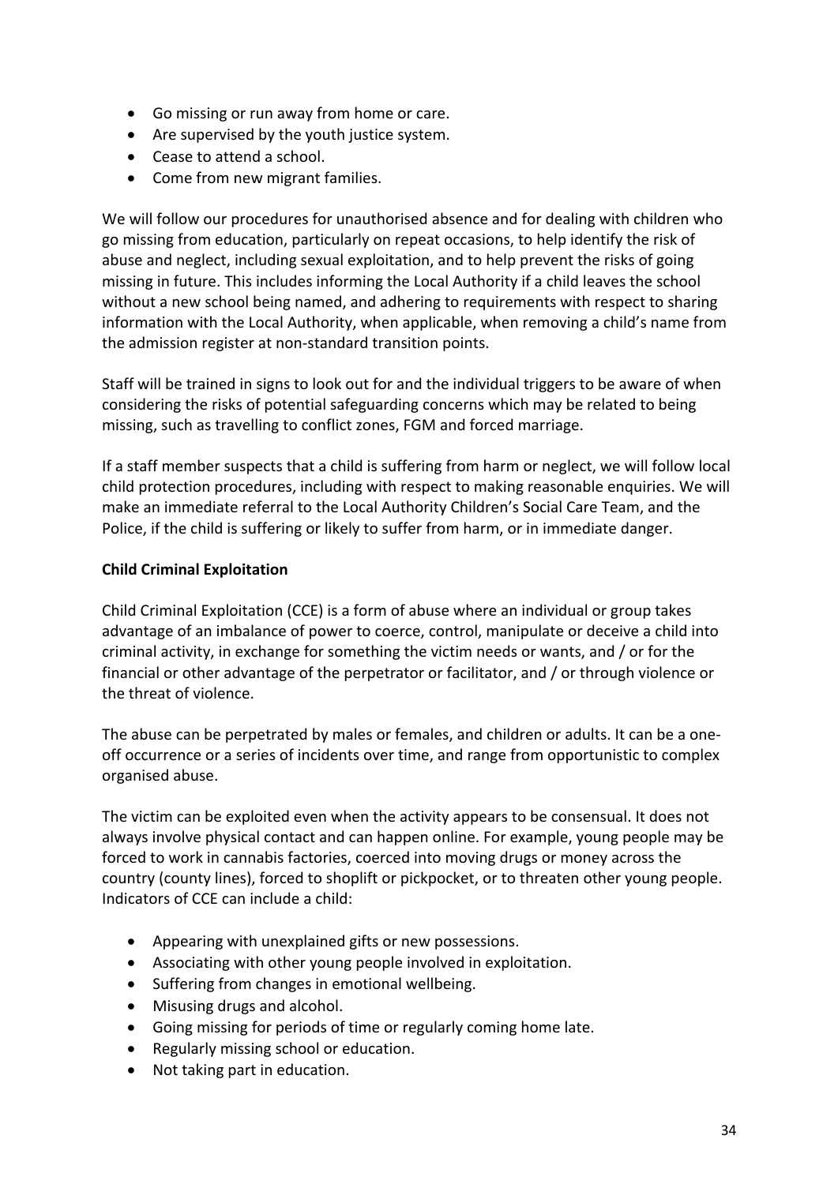- Go missing or run away from home or care.
- Are supervised by the youth justice system.
- Cease to attend a school.
- Come from new migrant families.

We will follow our procedures for unauthorised absence and for dealing with children who go missing from education, particularly on repeat occasions, to help identify the risk of abuse and neglect, including sexual exploitation, and to help prevent the risks of going missing in future. This includes informing the Local Authority if a child leaves the school without a new school being named, and adhering to requirements with respect to sharing information with the Local Authority, when applicable, when removing a child's name from the admission register at non-standard transition points.

Staff will be trained in signs to look out for and the individual triggers to be aware of when considering the risks of potential safeguarding concerns which may be related to being missing, such as travelling to conflict zones, FGM and forced marriage.

If a staff member suspects that a child is suffering from harm or neglect, we will follow local child protection procedures, including with respect to making reasonable enquiries. We will make an immediate referral to the Local Authority Children's Social Care Team, and the Police, if the child is suffering or likely to suffer from harm, or in immediate danger.

**Child Criminal Exploitation**

Child Criminal Exploitation (CCE) is a form of abuse where an individual or group takes advantage of an imbalance of power to coerce, control, manipulate or deceive a child into criminal activity, in exchange for something the victim needs or wants, and / or for the financial or other advantage of the perpetrator or facilitator, and / or through violence or the threat of violence.

The abuse can be perpetrated by males or females, and children or adults. It can be a one-off occurrence or a series of incidents over time, and range from opportunistic to complex organised abuse.

The victim can be exploited even when the activity appears to be consensual. It does not always involve physical contact and can happen online. For example, young people may be forced to work in cannabis factories, coerced into moving drugs or money across the country (county lines), forced to shoplift or pickpocket, or to threaten other young people. Indicators of CCE can include a child:

- Appearing with unexplained gifts or new possessions.
- Associating with other young people involved in exploitation.
- Suffering from changes in emotional wellbeing.
- Misusing drugs and alcohol.
- Going missing for periods of time or regularly coming home late.
- Regularly missing school or education.
- Not taking part in education.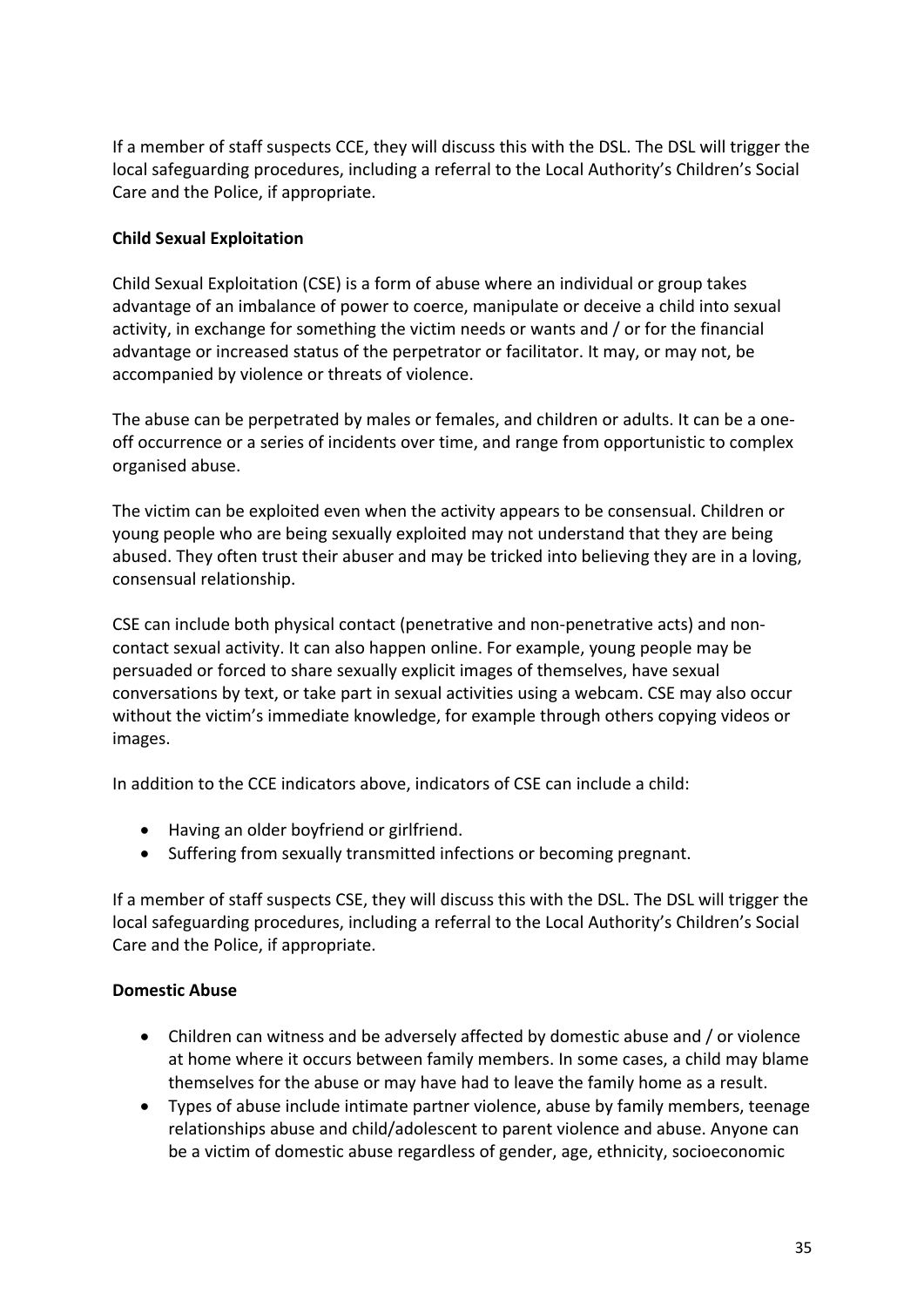If a member of staff suspects CCE, they will discuss this with the DSL. The DSL will trigger the local safeguarding procedures, including a referral to the Local Authority's Children's Social Care and the Police, if appropriate.

**Child Sexual Exploitation**

Child Sexual Exploitation (CSE) is a form of abuse where an individual or group takes advantage of an imbalance of power to coerce, manipulate or deceive a child into sexual activity, in exchange for something the victim needs or wants and / or for the financial advantage or increased status of the perpetrator or facilitator. It may, or may not, be accompanied by violence or threats of violence.

The abuse can be perpetrated by males or females, and children or adults. It can be a one-off occurrence or a series of incidents over time, and range from opportunistic to complex organised abuse.

The victim can be exploited even when the activity appears to be consensual. Children or young people who are being sexually exploited may not understand that they are being abused. They often trust their abuser and may be tricked into believing they are in a loving, consensual relationship.

CSE can include both physical contact (penetrative and non-penetrative acts) and non-contact sexual activity. It can also happen online. For example, young people may be persuaded or forced to share sexually explicit images of themselves, have sexual conversations by text, or take part in sexual activities using a webcam. CSE may also occur without the victim's immediate knowledge, for example through others copying videos or images.

In addition to the CCE indicators above, indicators of CSE can include a child:

- Having an older boyfriend or girlfriend.
- Suffering from sexually transmitted infections or becoming pregnant.

If a member of staff suspects CSE, they will discuss this with the DSL. The DSL will trigger the local safeguarding procedures, including a referral to the Local Authority's Children's Social Care and the Police, if appropriate.

**Domestic Abuse**

- Children can witness and be adversely affected by domestic abuse and / or violence at home where it occurs between family members. In some cases, a child may blame themselves for the abuse or may have had to leave the family home as a result.
- Types of abuse include intimate partner violence, abuse by family members, teenage relationships abuse and child/adolescent to parent violence and abuse. Anyone can be a victim of domestic abuse regardless of gender, age, ethnicity, socioeconomic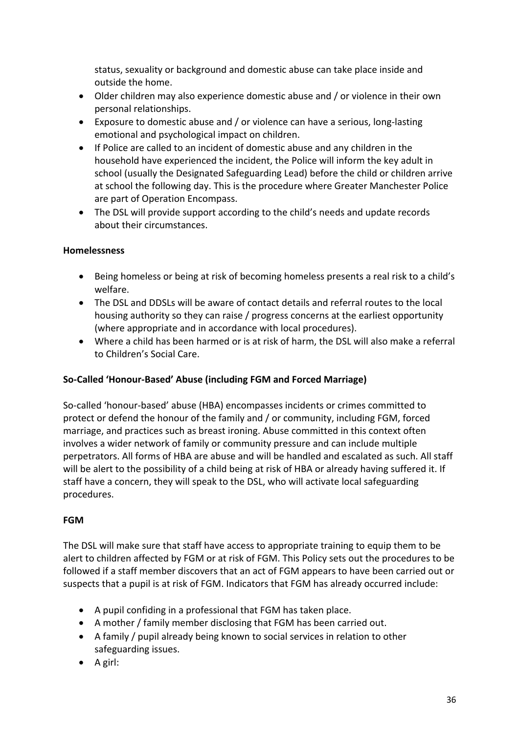status, sexuality or background and domestic abuse can take place inside and outside the home.

- Older children may also experience domestic abuse and / or violence in their own personal relationships.
- Exposure to domestic abuse and / or violence can have a serious, long-lasting emotional and psychological impact on children.
- If Police are called to an incident of domestic abuse and any children in the household have experienced the incident, the Police will inform the key adult in school (usually the Designated Safeguarding Lead) before the child or children arrive at school the following day. This is the procedure where Greater Manchester Police are part of Operation Encompass.
- The DSL will provide support according to the child's needs and update records about their circumstances.

**Homelessness**

- Being homeless or being at risk of becoming homeless presents a real risk to a child's welfare.
- The DSL and DDSLs will be aware of contact details and referral routes to the local housing authority so they can raise / progress concerns at the earliest opportunity (where appropriate and in accordance with local procedures).
- Where a child has been harmed or is at risk of harm, the DSL will also make a referral to Children's Social Care.

**So-Called 'Honour-Based' Abuse (including FGM and Forced Marriage)**

So-called 'honour-based' abuse (HBA) encompasses incidents or crimes committed to protect or defend the honour of the family and / or community, including FGM, forced marriage, and practices such as breast ironing. Abuse committed in this context often involves a wider network of family or community pressure and can include multiple perpetrators. All forms of HBA are abuse and will be handled and escalated as such. All staff will be alert to the possibility of a child being at risk of HBA or already having suffered it. If staff have a concern, they will speak to the DSL, who will activate local safeguarding procedures.

**FGM**

The DSL will make sure that staff have access to appropriate training to equip them to be alert to children affected by FGM or at risk of FGM. This Policy sets out the procedures to be followed if a staff member discovers that an act of FGM appears to have been carried out or suspects that a pupil is at risk of FGM. Indicators that FGM has already occurred include:

- A pupil confiding in a professional that FGM has taken place.
- A mother / family member disclosing that FGM has been carried out.
- A family / pupil already being known to social services in relation to other safeguarding issues.
- A girl: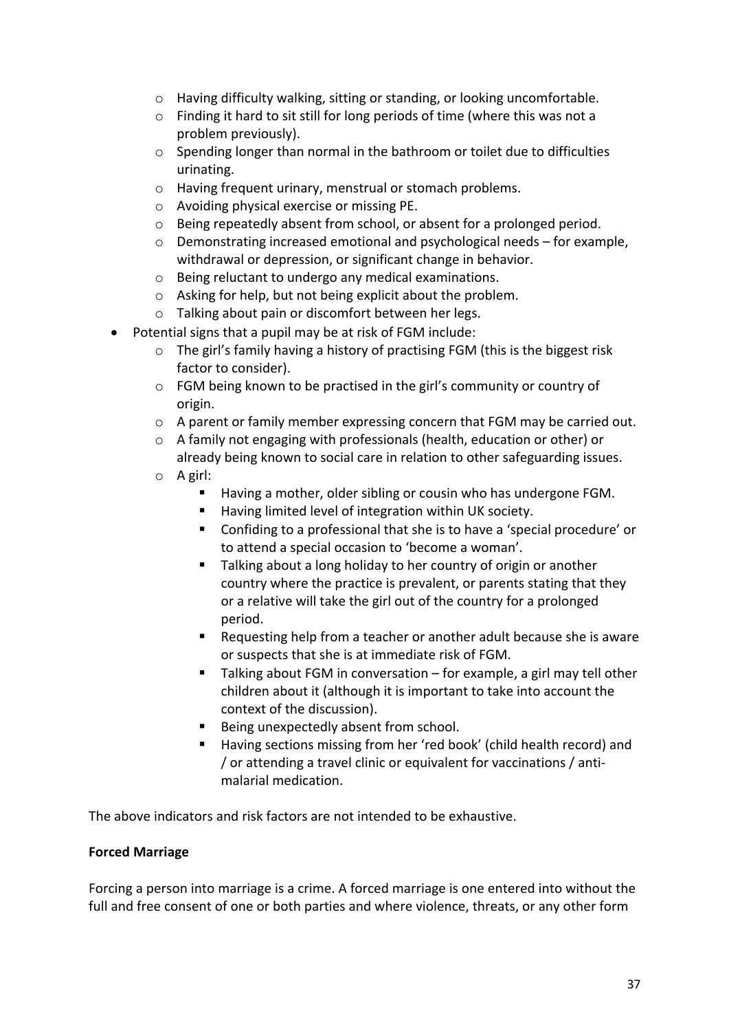- Having difficulty walking, sitting or standing, or looking uncomfortable.
    - Finding it hard to sit still for long periods of time (where this was not a problem previously).
    - Spending longer than normal in the bathroom or toilet due to difficulties urinating.
    - Having frequent urinary, menstrual or stomach problems.
    - Avoiding physical exercise or missing PE.
    - Being repeatedly absent from school, or absent for a prolonged period.
    - Demonstrating increased emotional and psychological needs – for example, withdrawal or depression, or significant change in behavior.
    - Being reluctant to undergo any medical examinations.
    - Asking for help, but not being explicit about the problem.
    - Talking about pain or discomfort between her legs.
- Potential signs that a pupil may be at risk of FGM include:
    - The girl's family having a history of practising FGM (this is the biggest risk factor to consider).
    - FGM being known to be practised in the girl's community or country of origin.
    - A parent or family member expressing concern that FGM may be carried out.
    - A family not engaging with professionals (health, education or other) or already being known to social care in relation to other safeguarding issues.
    - A girl:
        - Having a mother, older sibling or cousin who has undergone FGM.
        - Having limited level of integration within UK society.
        - Confiding to a professional that she is to have a 'special procedure' or to attend a special occasion to 'become a woman'.
        - Talking about a long holiday to her country of origin or another country where the practice is prevalent, or parents stating that they or a relative will take the girl out of the country for a prolonged period.
        - Requesting help from a teacher or another adult because she is aware or suspects that she is at immediate risk of FGM.
        - Talking about FGM in conversation – for example, a girl may tell other children about it (although it is important to take into account the context of the discussion).
        - Being unexpectedly absent from school.
        - Having sections missing from her 'red book' (child health record) and / or attending a travel clinic or equivalent for vaccinations / anti-malarial medication.

The above indicators and risk factors are not intended to be exhaustive.

**Forced Marriage**

Forcing a person into marriage is a crime. A forced marriage is one entered into without the full and free consent of one or both parties and where violence, threats, or any other form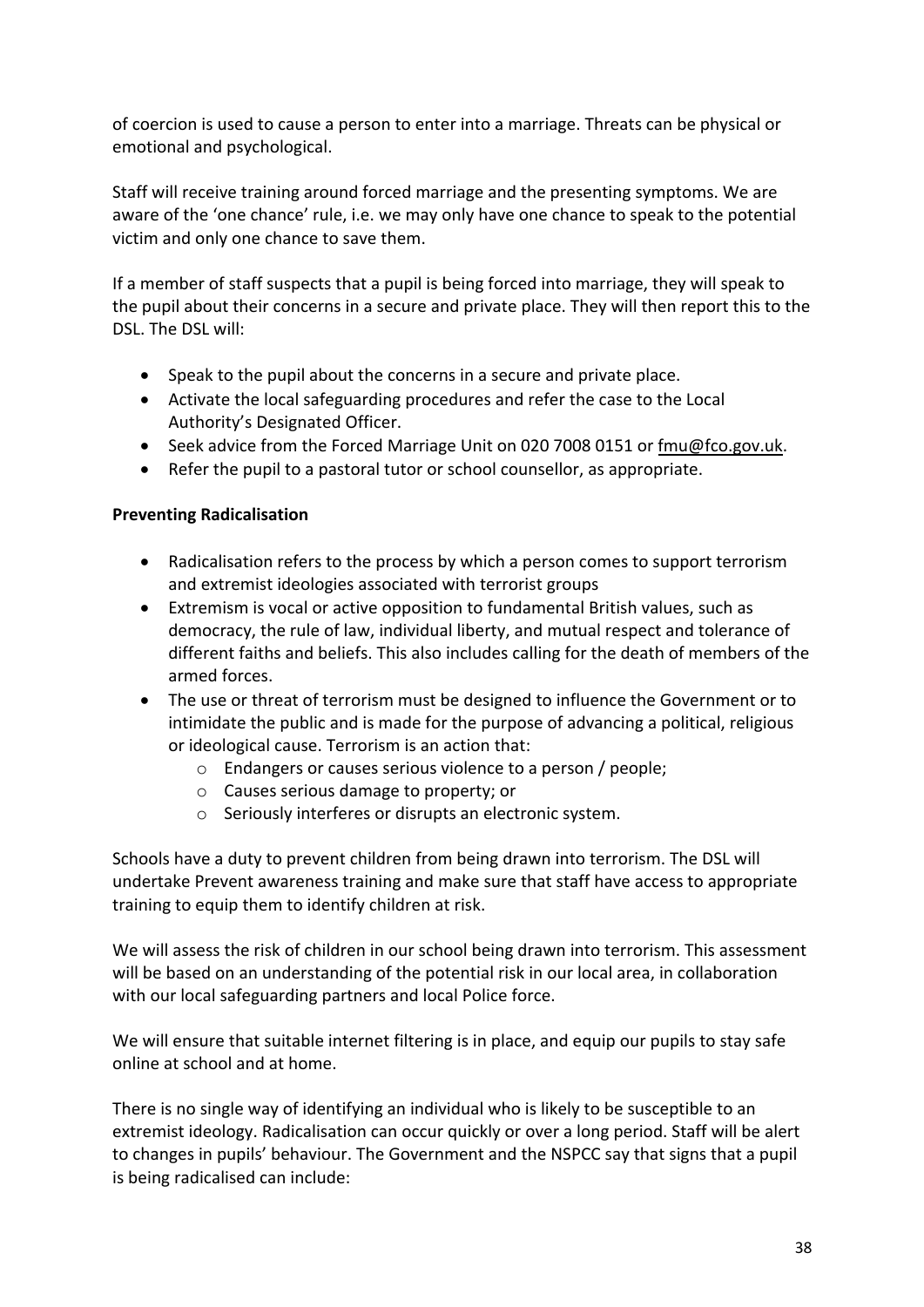of coercion is used to cause a person to enter into a marriage. Threats can be physical or emotional and psychological.

Staff will receive training around forced marriage and the presenting symptoms. We are aware of the 'one chance' rule, i.e. we may only have one chance to speak to the potential victim and only one chance to save them.

If a member of staff suspects that a pupil is being forced into marriage, they will speak to the pupil about their concerns in a secure and private place. They will then report this to the DSL. The DSL will:

- Speak to the pupil about the concerns in a secure and private place.
- Activate the local safeguarding procedures and refer the case to the Local Authority's Designated Officer.
- Seek advice from the Forced Marriage Unit on 020 7008 0151 or fmu@fco.gov.uk.
- Refer the pupil to a pastoral tutor or school counsellor, as appropriate.

**Preventing Radicalisation**

- Radicalisation refers to the process by which a person comes to support terrorism and extremist ideologies associated with terrorist groups
- Extremism is vocal or active opposition to fundamental British values, such as democracy, the rule of law, individual liberty, and mutual respect and tolerance of different faiths and beliefs. This also includes calling for the death of members of the armed forces.
- The use or threat of terrorism must be designed to influence the Government or to intimidate the public and is made for the purpose of advancing a political, religious or ideological cause. Terrorism is an action that:
  - Endangers or causes serious violence to a person / people;
  - Causes serious damage to property; or
  - Seriously interferes or disrupts an electronic system.

Schools have a duty to prevent children from being drawn into terrorism. The DSL will undertake Prevent awareness training and make sure that staff have access to appropriate training to equip them to identify children at risk.

We will assess the risk of children in our school being drawn into terrorism. This assessment will be based on an understanding of the potential risk in our local area, in collaboration with our local safeguarding partners and local Police force.

We will ensure that suitable internet filtering is in place, and equip our pupils to stay safe online at school and at home.

There is no single way of identifying an individual who is likely to be susceptible to an extremist ideology. Radicalisation can occur quickly or over a long period. Staff will be alert to changes in pupils' behaviour. The Government and the NSPCC say that signs that a pupil is being radicalised can include: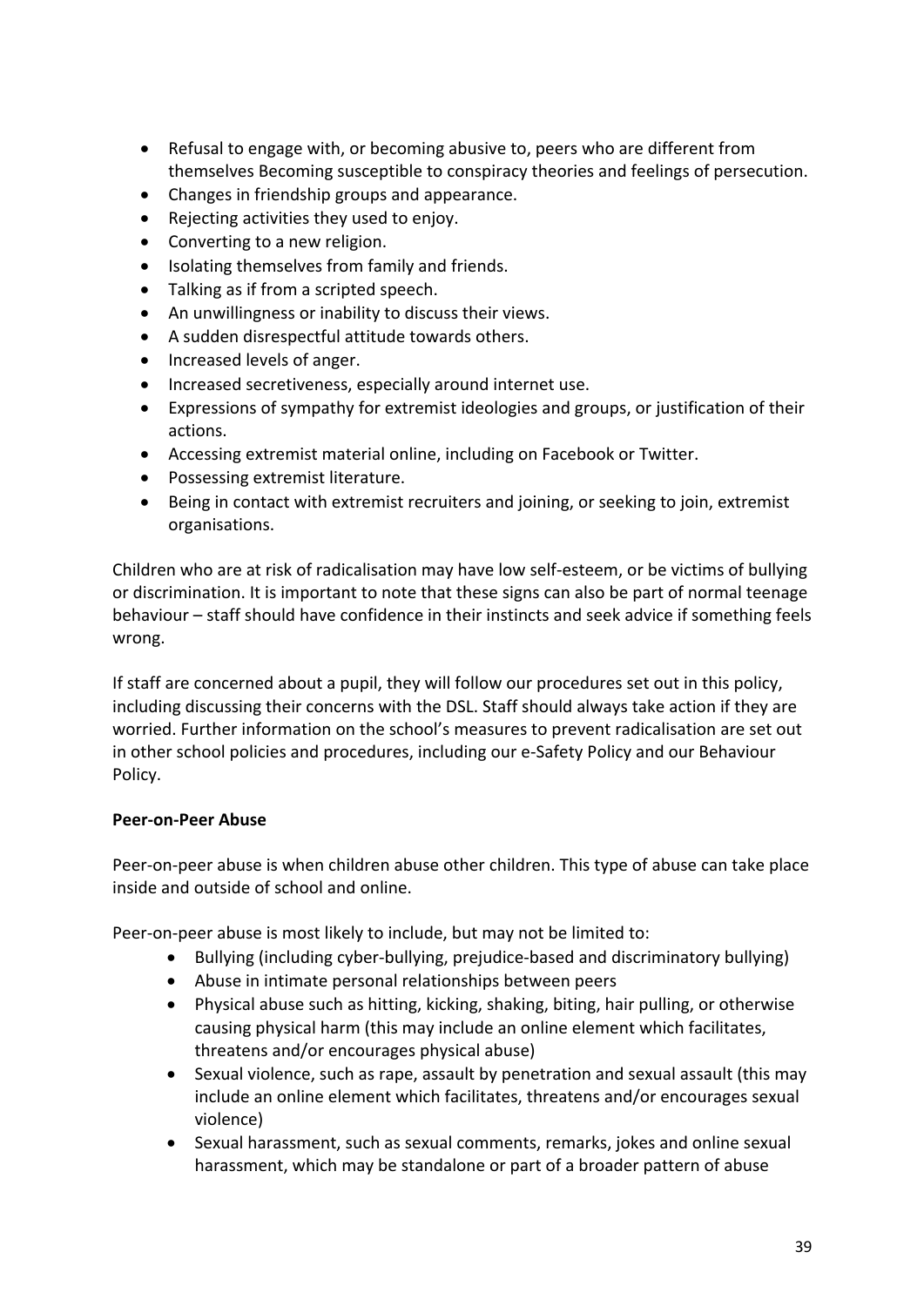- Refusal to engage with, or becoming abusive to, peers who are different from themselves Becoming susceptible to conspiracy theories and feelings of persecution.
- Changes in friendship groups and appearance.
- Rejecting activities they used to enjoy.
- Converting to a new religion.
- Isolating themselves from family and friends.
- Talking as if from a scripted speech.
- An unwillingness or inability to discuss their views.
- A sudden disrespectful attitude towards others.
- Increased levels of anger.
- Increased secretiveness, especially around internet use.
- Expressions of sympathy for extremist ideologies and groups, or justification of their actions.
- Accessing extremist material online, including on Facebook or Twitter.
- Possessing extremist literature.
- Being in contact with extremist recruiters and joining, or seeking to join, extremist organisations.

Children who are at risk of radicalisation may have low self-esteem, or be victims of bullying or discrimination. It is important to note that these signs can also be part of normal teenage behaviour – staff should have confidence in their instincts and seek advice if something feels wrong.

If staff are concerned about a pupil, they will follow our procedures set out in this policy, including discussing their concerns with the DSL. Staff should always take action if they are worried. Further information on the school's measures to prevent radicalisation are set out in other school policies and procedures, including our e-Safety Policy and our Behaviour Policy.

**Peer-on-Peer Abuse**

Peer-on-peer abuse is when children abuse other children. This type of abuse can take place inside and outside of school and online.

Peer-on-peer abuse is most likely to include, but may not be limited to:

- Bullying (including cyber-bullying, prejudice-based and discriminatory bullying)
- Abuse in intimate personal relationships between peers
- Physical abuse such as hitting, kicking, shaking, biting, hair pulling, or otherwise causing physical harm (this may include an online element which facilitates, threatens and/or encourages physical abuse)
- Sexual violence, such as rape, assault by penetration and sexual assault (this may include an online element which facilitates, threatens and/or encourages sexual violence)
- Sexual harassment, such as sexual comments, remarks, jokes and online sexual harassment, which may be standalone or part of a broader pattern of abuse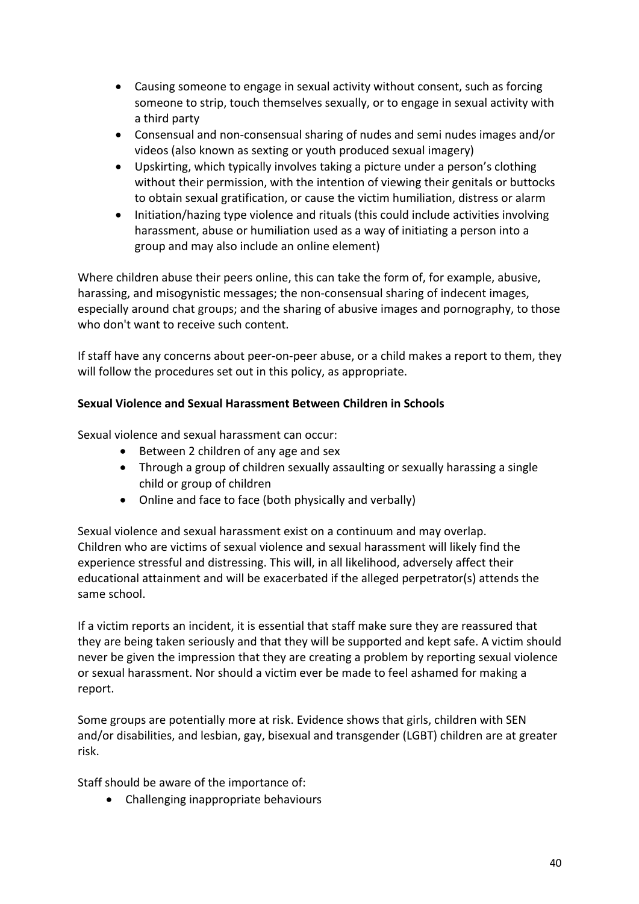- Causing someone to engage in sexual activity without consent, such as forcing someone to strip, touch themselves sexually, or to engage in sexual activity with a third party
- Consensual and non-consensual sharing of nudes and semi nudes images and/or videos (also known as sexting or youth produced sexual imagery)
- Upskirting, which typically involves taking a picture under a person's clothing without their permission, with the intention of viewing their genitals or buttocks to obtain sexual gratification, or cause the victim humiliation, distress or alarm
- Initiation/hazing type violence and rituals (this could include activities involving harassment, abuse or humiliation used as a way of initiating a person into a group and may also include an online element)

Where children abuse their peers online, this can take the form of, for example, abusive, harassing, and misogynistic messages; the non-consensual sharing of indecent images, especially around chat groups; and the sharing of abusive images and pornography, to those who don't want to receive such content.

If staff have any concerns about peer-on-peer abuse, or a child makes a report to them, they will follow the procedures set out in this policy, as appropriate.

**Sexual Violence and Sexual Harassment Between Children in Schools**

Sexual violence and sexual harassment can occur:

- Between 2 children of any age and sex
- Through a group of children sexually assaulting or sexually harassing a single child or group of children
- Online and face to face (both physically and verbally)

Sexual violence and sexual harassment exist on a continuum and may overlap.
Children who are victims of sexual violence and sexual harassment will likely find the experience stressful and distressing. This will, in all likelihood, adversely affect their educational attainment and will be exacerbated if the alleged perpetrator(s) attends the same school.

If a victim reports an incident, it is essential that staff make sure they are reassured that they are being taken seriously and that they will be supported and kept safe. A victim should never be given the impression that they are creating a problem by reporting sexual violence or sexual harassment. Nor should a victim ever be made to feel ashamed for making a report.

Some groups are potentially more at risk. Evidence shows that girls, children with SEN and/or disabilities, and lesbian, gay, bisexual and transgender (LGBT) children are at greater risk.

Staff should be aware of the importance of:

- Challenging inappropriate behaviours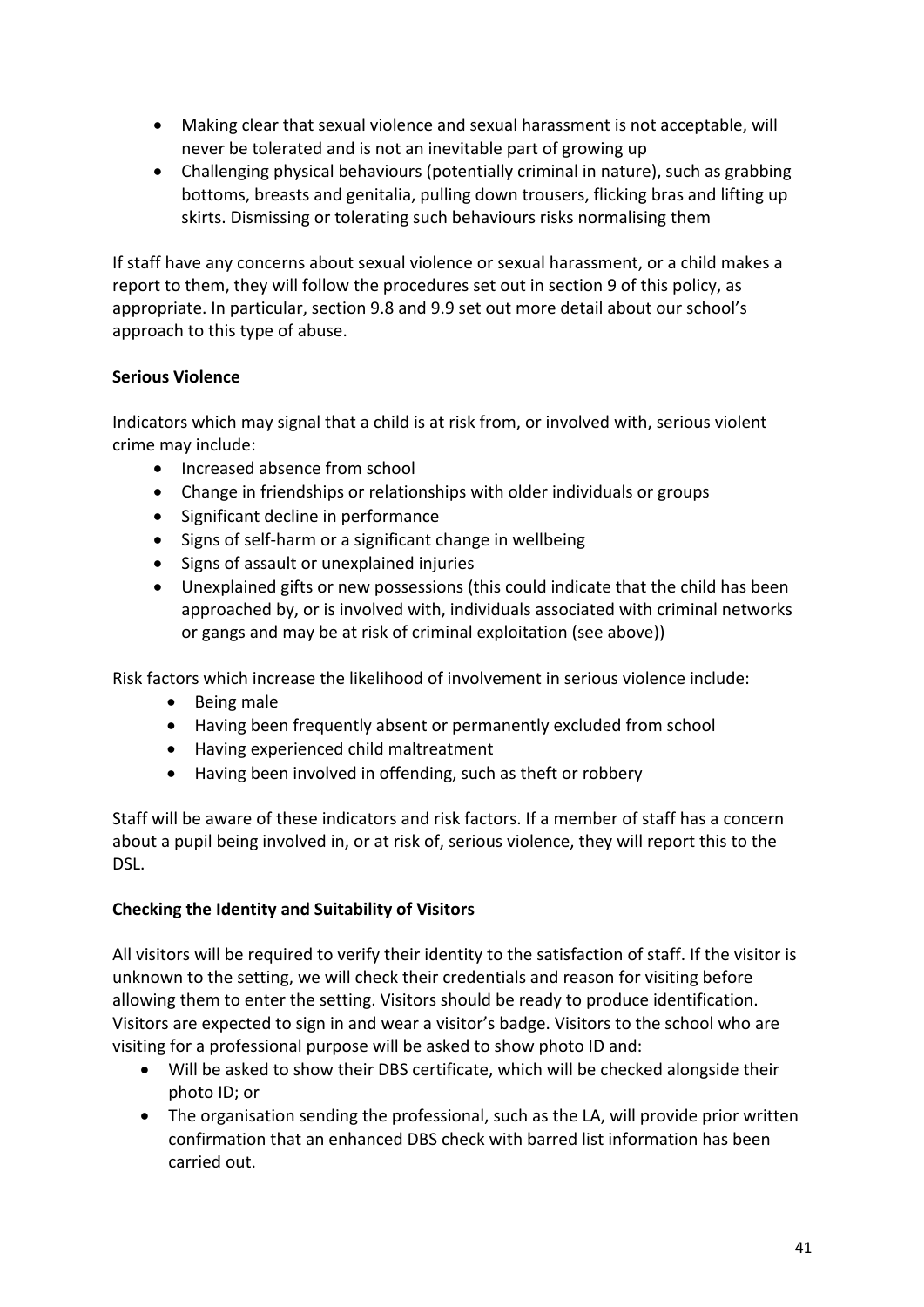- Making clear that sexual violence and sexual harassment is not acceptable, will never be tolerated and is not an inevitable part of growing up
- Challenging physical behaviours (potentially criminal in nature), such as grabbing bottoms, breasts and genitalia, pulling down trousers, flicking bras and lifting up skirts. Dismissing or tolerating such behaviours risks normalising them

If staff have any concerns about sexual violence or sexual harassment, or a child makes a report to them, they will follow the procedures set out in section 9 of this policy, as appropriate. In particular, section 9.8 and 9.9 set out more detail about our school's approach to this type of abuse.

**Serious Violence**

Indicators which may signal that a child is at risk from, or involved with, serious violent crime may include:

- Increased absence from school
- Change in friendships or relationships with older individuals or groups
- Significant decline in performance
- Signs of self-harm or a significant change in wellbeing
- Signs of assault or unexplained injuries
- Unexplained gifts or new possessions (this could indicate that the child has been approached by, or is involved with, individuals associated with criminal networks or gangs and may be at risk of criminal exploitation (see above))

Risk factors which increase the likelihood of involvement in serious violence include:

- Being male
- Having been frequently absent or permanently excluded from school
- Having experienced child maltreatment
- Having been involved in offending, such as theft or robbery

Staff will be aware of these indicators and risk factors. If a member of staff has a concern about a pupil being involved in, or at risk of, serious violence, they will report this to the DSL.

**Checking the Identity and Suitability of Visitors**

All visitors will be required to verify their identity to the satisfaction of staff. If the visitor is unknown to the setting, we will check their credentials and reason for visiting before allowing them to enter the setting. Visitors should be ready to produce identification. Visitors are expected to sign in and wear a visitor's badge. Visitors to the school who are visiting for a professional purpose will be asked to show photo ID and:

- Will be asked to show their DBS certificate, which will be checked alongside their photo ID; or
- The organisation sending the professional, such as the LA, will provide prior written confirmation that an enhanced DBS check with barred list information has been carried out.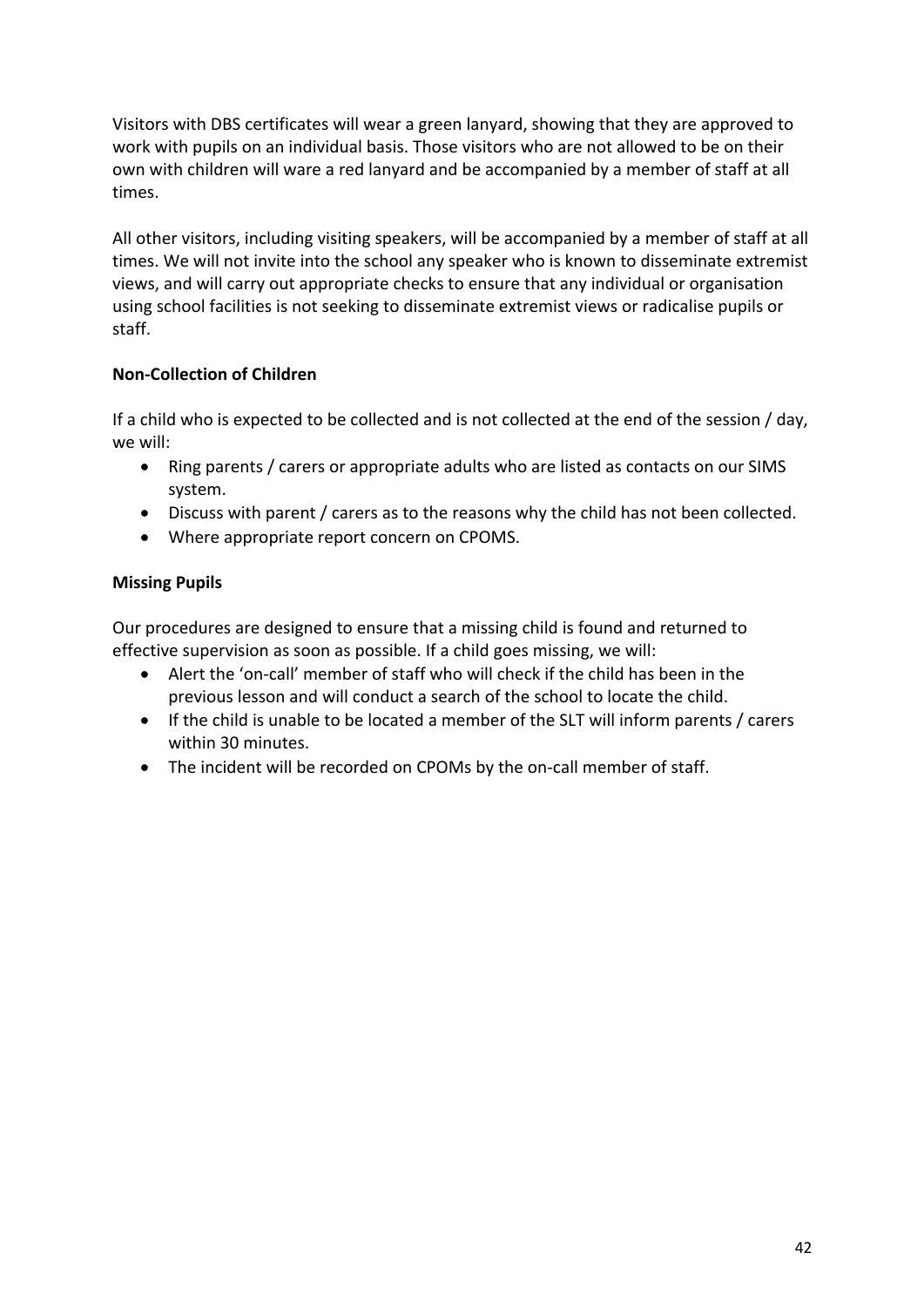Visitors with DBS certificates will wear a green lanyard, showing that they are approved to work with pupils on an individual basis. Those visitors who are not allowed to be on their own with children will ware a red lanyard and be accompanied by a member of staff at all times.

All other visitors, including visiting speakers, will be accompanied by a member of staff at all times. We will not invite into the school any speaker who is known to disseminate extremist views, and will carry out appropriate checks to ensure that any individual or organisation using school facilities is not seeking to disseminate extremist views or radicalise pupils or staff.

**Non-Collection of Children**

If a child who is expected to be collected and is not collected at the end of the session / day, we will:

- Ring parents / carers or appropriate adults who are listed as contacts on our SIMS system.
- Discuss with parent / carers as to the reasons why the child has not been collected.
- Where appropriate report concern on CPOMS.

**Missing Pupils**

Our procedures are designed to ensure that a missing child is found and returned to effective supervision as soon as possible. If a child goes missing, we will:

- Alert the 'on-call' member of staff who will check if the child has been in the previous lesson and will conduct a search of the school to locate the child.
- If the child is unable to be located a member of the SLT will inform parents / carers within 30 minutes.
- The incident will be recorded on CPOMs by the on-call member of staff.